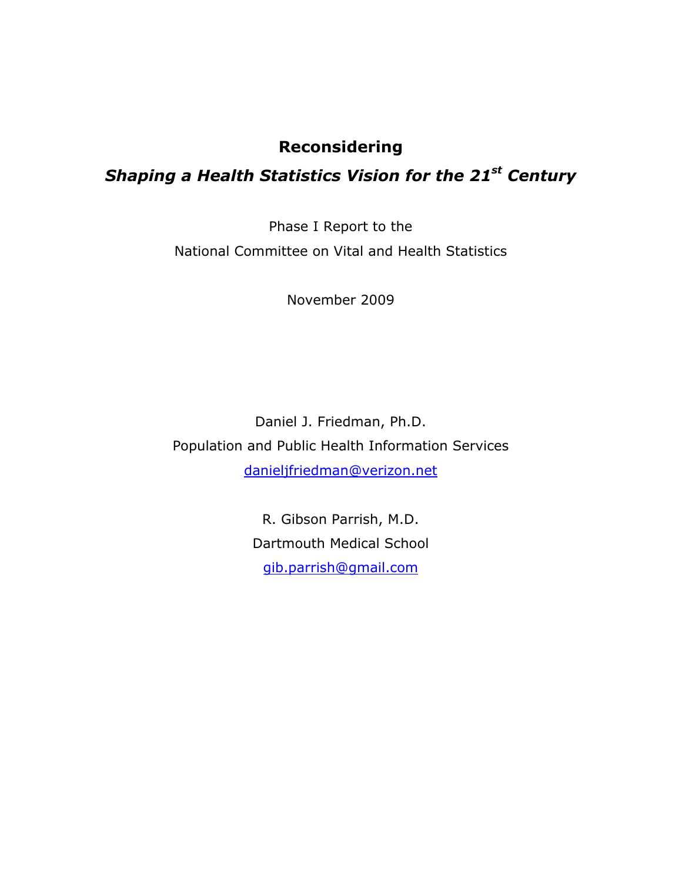# Reconsidering

## *Shaping a Health Statistics Vision for the 21$^{st}$ Century*

Phase I Report to the

National Committee on Vital and Health Statistics

November 2009

Daniel J. Friedman, Ph.D.

Population and Public Health Information Services

danieljfriedman@verizon.net

R. Gibson Parrish, M.D.

Dartmouth Medical School

gib.parrish@gmail.com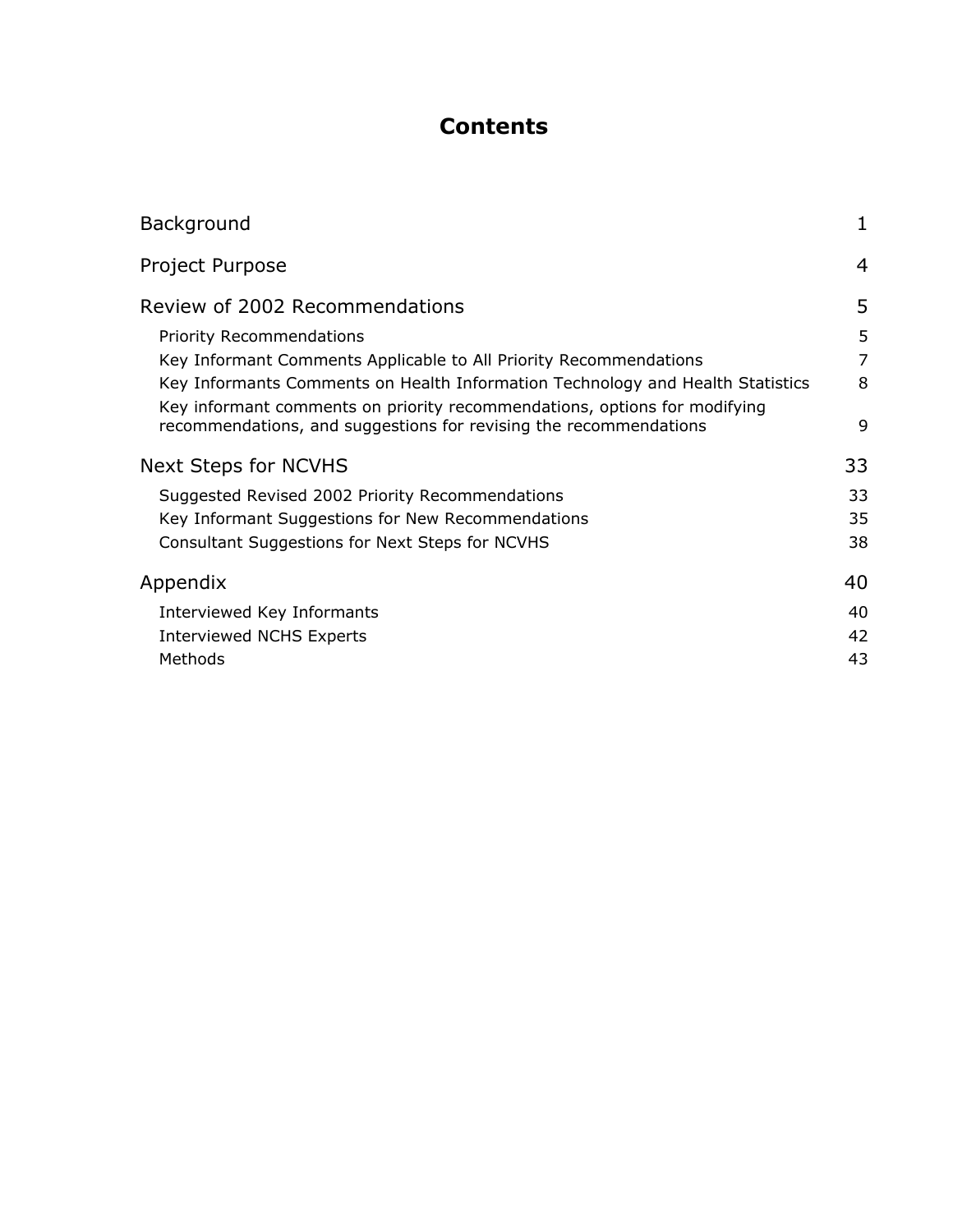# Contents

| | |
|---|---|
| Background | 1 |
| Project Purpose | 4 |
| Review of 2002 Recommendations | 5 |
| Priority Recommendations | 5 |
| Key Informant Comments Applicable to All Priority Recommendations | 7 |
| Key Informants Comments on Health Information Technology and Health Statistics | 8 |
| Key informant comments on priority recommendations, options for modifying recommendations, and suggestions for revising the recommendations | 9 |
| Next Steps for NCVHS | 33 |
| Suggested Revised 2002 Priority Recommendations | 33 |
| Key Informant Suggestions for New Recommendations | 35 |
| Consultant Suggestions for Next Steps for NCVHS | 38 |
| Appendix | 40 |
| Interviewed Key Informants | 40 |
| Interviewed NCHS Experts | 42 |
| Methods | 43 |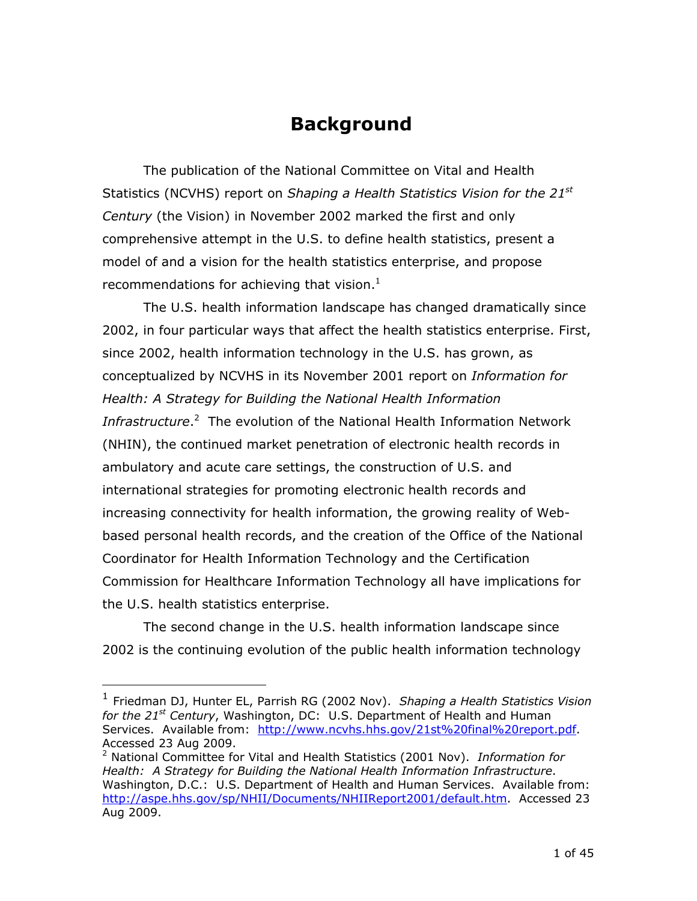# Background

The publication of the National Committee on Vital and Health Statistics (NCVHS) report on *Shaping a Health Statistics Vision for the 21st Century* (the Vision) in November 2002 marked the first and only comprehensive attempt in the U.S. to define health statistics, present a model of and a vision for the health statistics enterprise, and propose recommendations for achieving that vision.[1]

The U.S. health information landscape has changed dramatically since 2002, in four particular ways that affect the health statistics enterprise. First, since 2002, health information technology in the U.S. has grown, as conceptualized by NCVHS in its November 2001 report on *Information for Health: A Strategy for Building the National Health Information Infrastructure*.[2] The evolution of the National Health Information Network (NHIN), the continued market penetration of electronic health records in ambulatory and acute care settings, the construction of U.S. and international strategies for promoting electronic health records and increasing connectivity for health information, the growing reality of Web-based personal health records, and the creation of the Office of the National Coordinator for Health Information Technology and the Certification Commission for Healthcare Information Technology all have implications for the U.S. health statistics enterprise.

The second change in the U.S. health information landscape since 2002 is the continuing evolution of the public health information technology

---

[1] Friedman DJ, Hunter EL, Parrish RG (2002 Nov). *Shaping a Health Statistics Vision for the 21st Century*, Washington, DC: U.S. Department of Health and Human Services. Available from: http://www.ncvhs.hhs.gov/21st%20final%20report.pdf. Accessed 23 Aug 2009.

[2] National Committee for Vital and Health Statistics (2001 Nov). *Information for Health: A Strategy for Building the National Health Information Infrastructure*. Washington, D.C.: U.S. Department of Health and Human Services. Available from: http://aspe.hhs.gov/sp/NHII/Documents/NHIIReport2001/default.htm. Accessed 23 Aug 2009.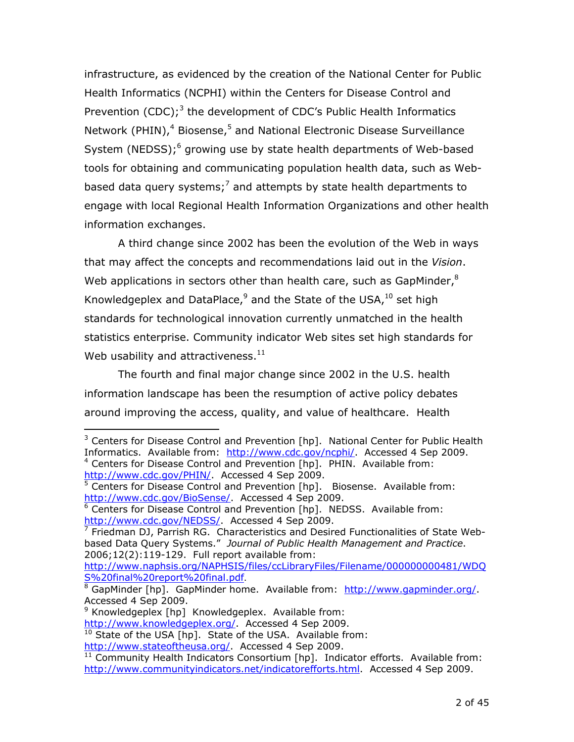infrastructure, as evidenced by the creation of the National Center for Public Health Informatics (NCPHI) within the Centers for Disease Control and Prevention (CDC);[3] the development of CDC's Public Health Informatics Network (PHIN),[4] Biosense,[5] and National Electronic Disease Surveillance System (NEDSS);[6] growing use by state health departments of Web-based tools for obtaining and communicating population health data, such as Web-based data query systems;[7] and attempts by state health departments to engage with local Regional Health Information Organizations and other health information exchanges.

A third change since 2002 has been the evolution of the Web in ways that may affect the concepts and recommendations laid out in the *Vision*. Web applications in sectors other than health care, such as GapMinder,[8] Knowledgeplex and DataPlace,[9] and the State of the USA,[10] set high standards for technological innovation currently unmatched in the health statistics enterprise. Community indicator Web sites set high standards for Web usability and attractiveness.[11]

The fourth and final major change since 2002 in the U.S. health information landscape has been the resumption of active policy debates around improving the access, quality, and value of healthcare. Health

---

[3] Centers for Disease Control and Prevention [hp]. National Center for Public Health Informatics. Available from: http://www.cdc.gov/ncphi/. Accessed 4 Sep 2009.
[4] Centers for Disease Control and Prevention [hp]. PHIN. Available from: http://www.cdc.gov/PHIN/. Accessed 4 Sep 2009.
[5] Centers for Disease Control and Prevention [hp]. Biosense. Available from: http://www.cdc.gov/BioSense/. Accessed 4 Sep 2009.
[6] Centers for Disease Control and Prevention [hp]. NEDSS. Available from: http://www.cdc.gov/NEDSS/. Accessed 4 Sep 2009.
[7] Friedman DJ, Parrish RG. Characteristics and Desired Functionalities of State Web-based Data Query Systems." *Journal of Public Health Management and Practice*. 2006;12(2):119-129. Full report available from: http://www.naphsis.org/NAPHSIS/files/ccLibraryFiles/Filename/000000000481/WDQS%20final%20report%20final.pdf.
[8] GapMinder [hp]. GapMinder home. Available from: http://www.gapminder.org/. Accessed 4 Sep 2009.
[9] Knowledgeplex [hp] Knowledgeplex. Available from: http://www.knowledgeplex.org/. Accessed 4 Sep 2009.
[10] State of the USA [hp]. State of the USA. Available from: http://www.stateoftheusa.org/. Accessed 4 Sep 2009.
[11] Community Health Indicators Consortium [hp]. Indicator efforts. Available from: http://www.communityindicators.net/indicatorefforts.html. Accessed 4 Sep 2009.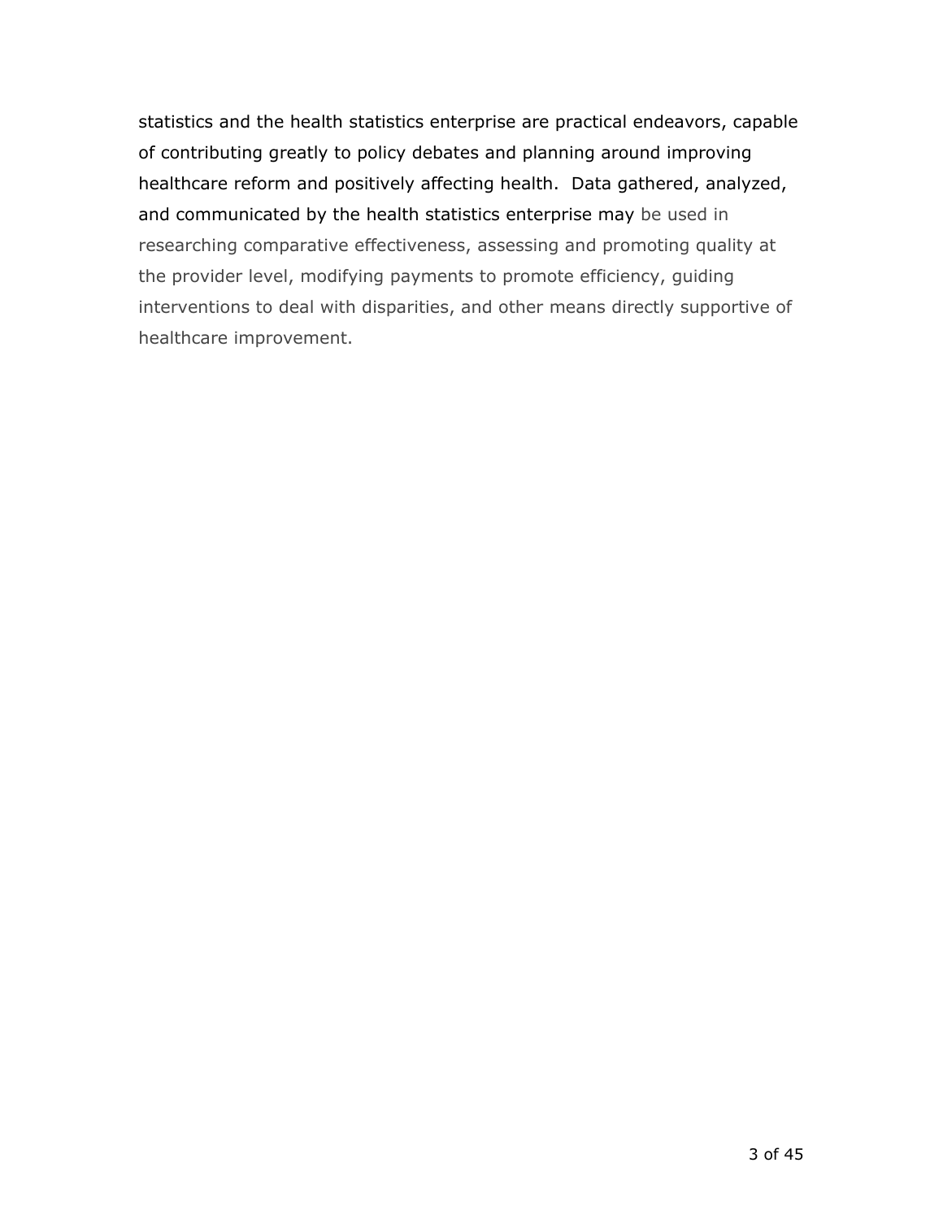statistics and the health statistics enterprise are practical endeavors, capable of contributing greatly to policy debates and planning around improving healthcare reform and positively affecting health. Data gathered, analyzed, and communicated by the health statistics enterprise may be used in researching comparative effectiveness, assessing and promoting quality at the provider level, modifying payments to promote efficiency, guiding interventions to deal with disparities, and other means directly supportive of healthcare improvement.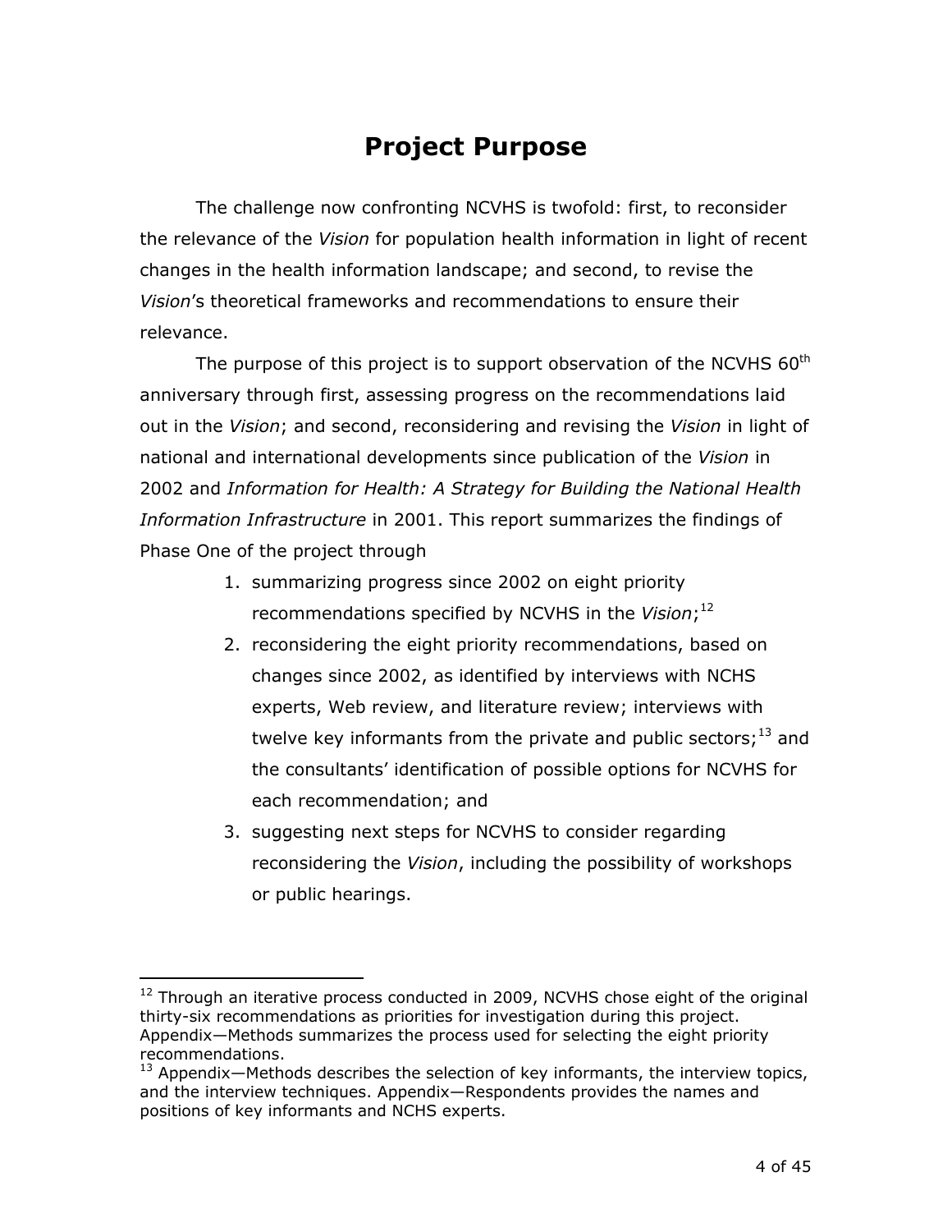# Project Purpose

The challenge now confronting NCVHS is twofold: first, to reconsider the relevance of the *Vision* for population health information in light of recent changes in the health information landscape; and second, to revise the *Vision*'s theoretical frameworks and recommendations to ensure their relevance.

The purpose of this project is to support observation of the NCVHS 60th anniversary through first, assessing progress on the recommendations laid out in the *Vision*; and second, reconsidering and revising the *Vision* in light of national and international developments since publication of the *Vision* in 2002 and *Information for Health: A Strategy for Building the National Health Information Infrastructure* in 2001. This report summarizes the findings of Phase One of the project through

1. summarizing progress since 2002 on eight priority recommendations specified by NCVHS in the *Vision*;[12]
2. reconsidering the eight priority recommendations, based on changes since 2002, as identified by interviews with NCHS experts, Web review, and literature review; interviews with twelve key informants from the private and public sectors;[13] and the consultants' identification of possible options for NCVHS for each recommendation; and
3. suggesting next steps for NCVHS to consider regarding reconsidering the *Vision*, including the possibility of workshops or public hearings.

---

[12] Through an iterative process conducted in 2009, NCVHS chose eight of the original thirty-six recommendations as priorities for investigation during this project. Appendix—Methods summarizes the process used for selecting the eight priority recommendations.

[13] Appendix—Methods describes the selection of key informants, the interview topics, and the interview techniques. Appendix—Respondents provides the names and positions of key informants and NCHS experts.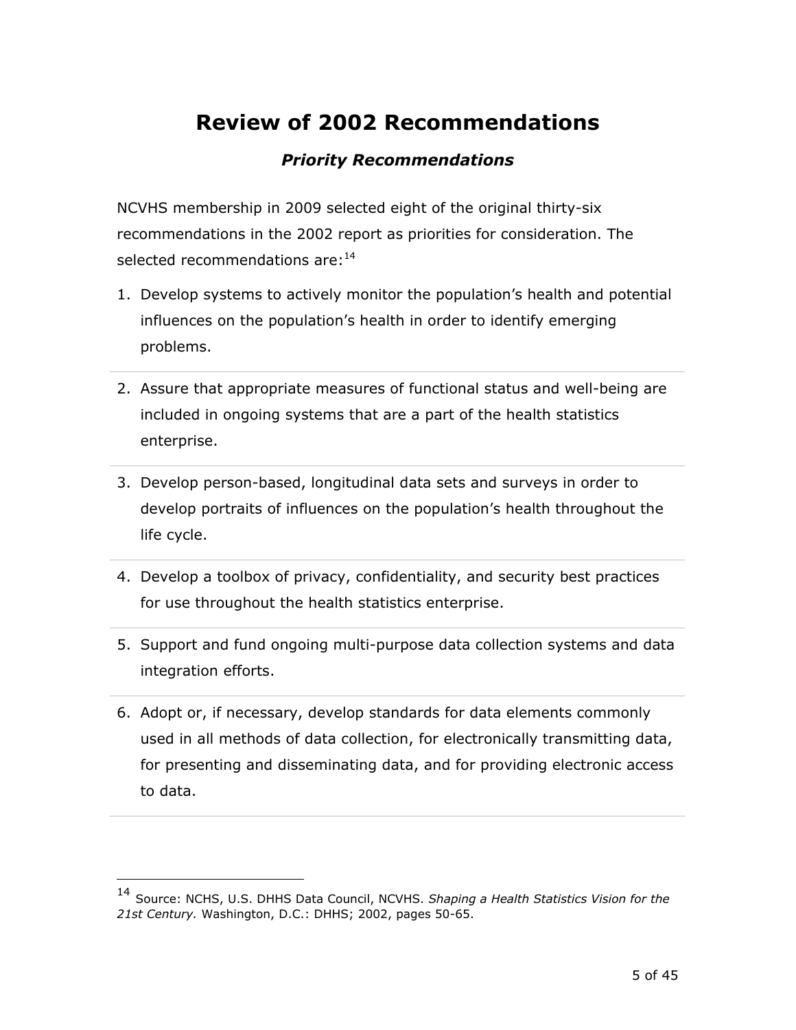# Review of 2002 Recommendations

### *Priority Recommendations*

NCVHS membership in 2009 selected eight of the original thirty-six recommendations in the 2002 report as priorities for consideration. The selected recommendations are:[14]

1. Develop systems to actively monitor the population's health and potential influences on the population's health in order to identify emerging problems.

2. Assure that appropriate measures of functional status and well-being are included in ongoing systems that are a part of the health statistics enterprise.

3. Develop person-based, longitudinal data sets and surveys in order to develop portraits of influences on the population's health throughout the life cycle.

4. Develop a toolbox of privacy, confidentiality, and security best practices for use throughout the health statistics enterprise.

5. Support and fund ongoing multi-purpose data collection systems and data integration efforts.

6. Adopt or, if necessary, develop standards for data elements commonly used in all methods of data collection, for electronically transmitting data, for presenting and disseminating data, and for providing electronic access to data.

---

[14] Source: NCHS, U.S. DHHS Data Council, NCVHS. *Shaping a Health Statistics Vision for the 21st Century.* Washington, D.C.: DHHS; 2002, pages 50-65.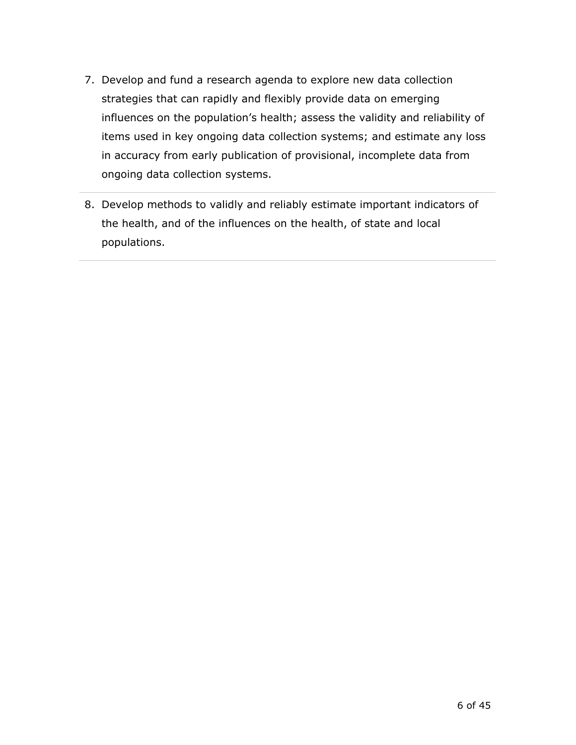7. Develop and fund a research agenda to explore new data collection strategies that can rapidly and flexibly provide data on emerging influences on the population's health; assess the validity and reliability of items used in key ongoing data collection systems; and estimate any loss in accuracy from early publication of provisional, incomplete data from ongoing data collection systems.

8. Develop methods to validly and reliably estimate important indicators of the health, and of the influences on the health, of state and local populations.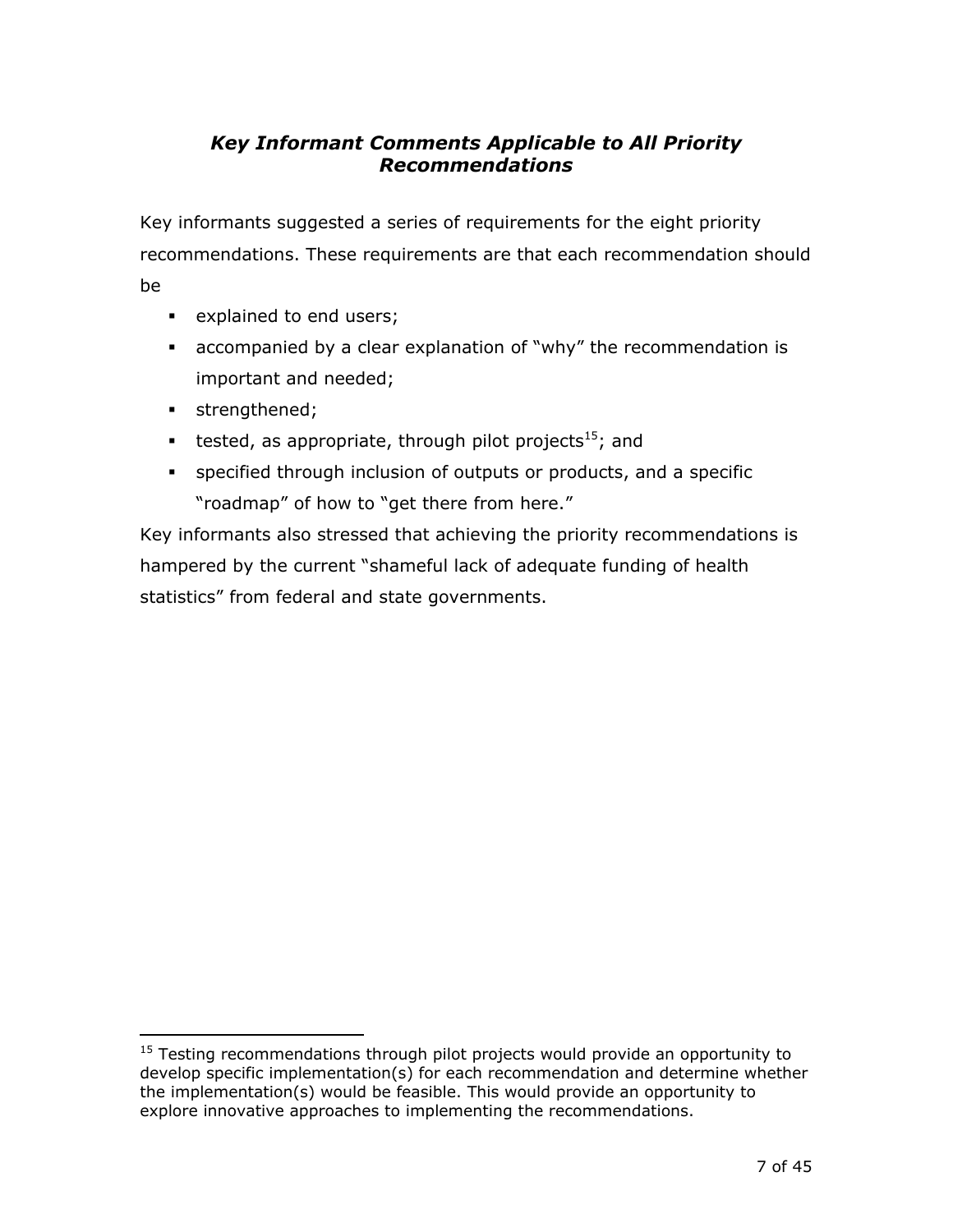### *Key Informant Comments Applicable to All Priority Recommendations*

Key informants suggested a series of requirements for the eight priority recommendations. These requirements are that each recommendation should be

- explained to end users;
- accompanied by a clear explanation of "why" the recommendation is important and needed;
- strengthened;
- tested, as appropriate, through pilot projects[15]; and
- specified through inclusion of outputs or products, and a specific "roadmap" of how to "get there from here."

Key informants also stressed that achieving the priority recommendations is hampered by the current "shameful lack of adequate funding of health statistics" from federal and state governments.

---

[15] Testing recommendations through pilot projects would provide an opportunity to develop specific implementation(s) for each recommendation and determine whether the implementation(s) would be feasible. This would provide an opportunity to explore innovative approaches to implementing the recommendations.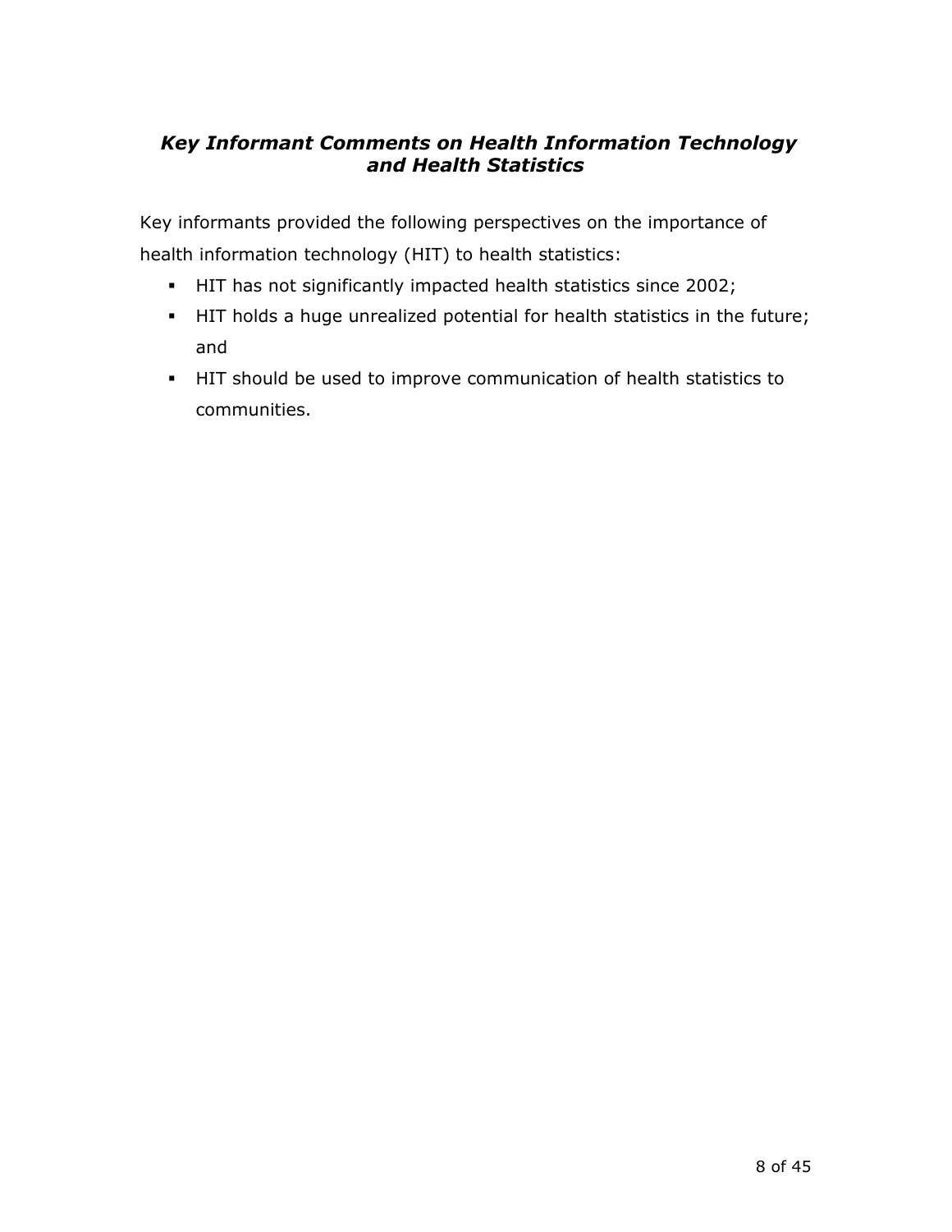### *Key Informant Comments on Health Information Technology and Health Statistics*

Key informants provided the following perspectives on the importance of health information technology (HIT) to health statistics:

- HIT has not significantly impacted health statistics since 2002;
- HIT holds a huge unrealized potential for health statistics in the future; and
- HIT should be used to improve communication of health statistics to communities.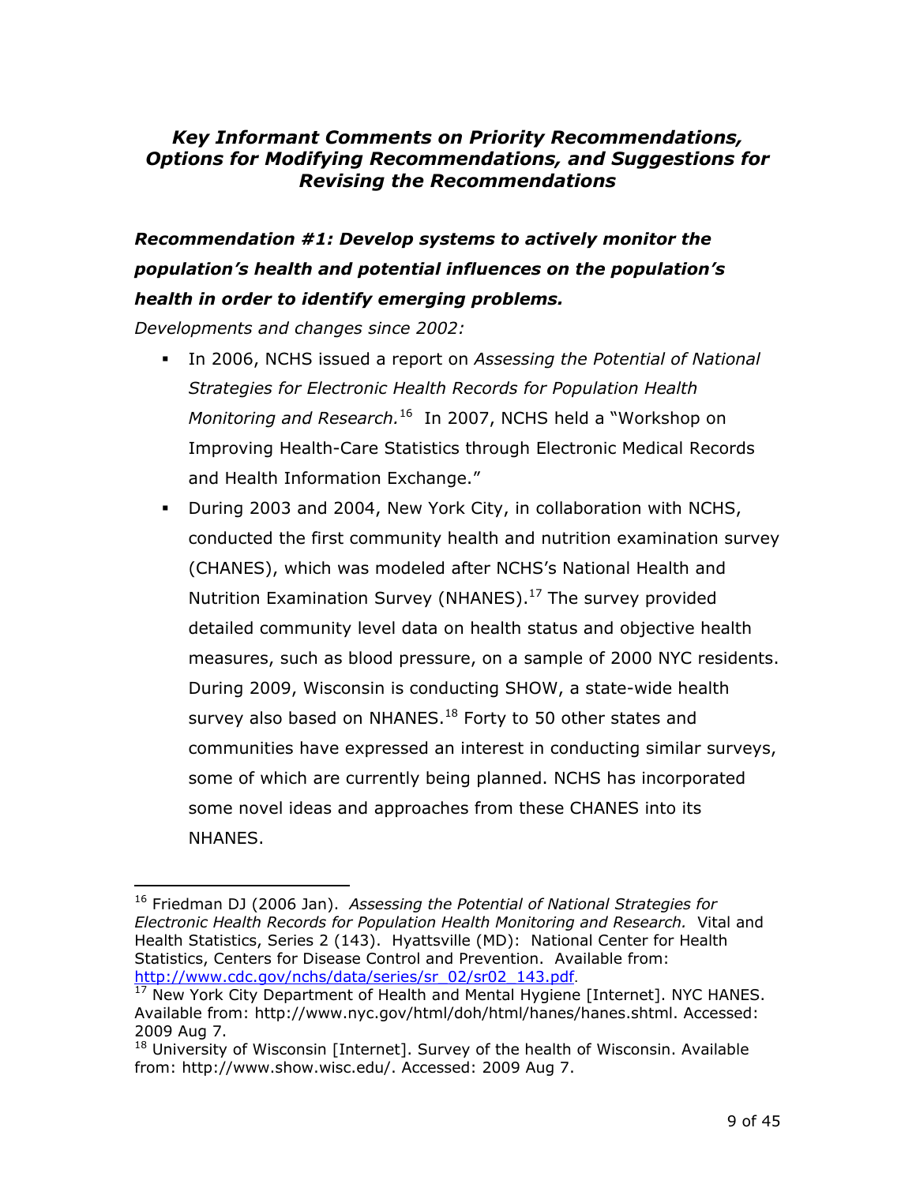### *Key Informant Comments on Priority Recommendations, Options for Modifying Recommendations, and Suggestions for Revising the Recommendations*

#### *Recommendation #1: Develop systems to actively monitor the population's health and potential influences on the population's health in order to identify emerging problems.*

*Developments and changes since 2002:*

- In 2006, NCHS issued a report on *Assessing the Potential of National Strategies for Electronic Health Records for Population Health Monitoring and Research.*[16] In 2007, NCHS held a "Workshop on Improving Health-Care Statistics through Electronic Medical Records and Health Information Exchange."
- During 2003 and 2004, New York City, in collaboration with NCHS, conducted the first community health and nutrition examination survey (CHANES), which was modeled after NCHS's National Health and Nutrition Examination Survey (NHANES).[17] The survey provided detailed community level data on health status and objective health measures, such as blood pressure, on a sample of 2000 NYC residents. During 2009, Wisconsin is conducting SHOW, a state-wide health survey also based on NHANES.[18] Forty to 50 other states and communities have expressed an interest in conducting similar surveys, some of which are currently being planned. NCHS has incorporated some novel ideas and approaches from these CHANES into its NHANES.

---

[16] Friedman DJ (2006 Jan). *Assessing the Potential of National Strategies for Electronic Health Records for Population Health Monitoring and Research.* Vital and Health Statistics, Series 2 (143). Hyattsville (MD): National Center for Health Statistics, Centers for Disease Control and Prevention. Available from: http://www.cdc.gov/nchs/data/series/sr_02/sr02_143.pdf.

[17] New York City Department of Health and Mental Hygiene [Internet]. NYC HANES. Available from: http://www.nyc.gov/html/doh/html/hanes/hanes.shtml. Accessed: 2009 Aug 7.

[18] University of Wisconsin [Internet]. Survey of the health of Wisconsin. Available from: http://www.show.wisc.edu/. Accessed: 2009 Aug 7.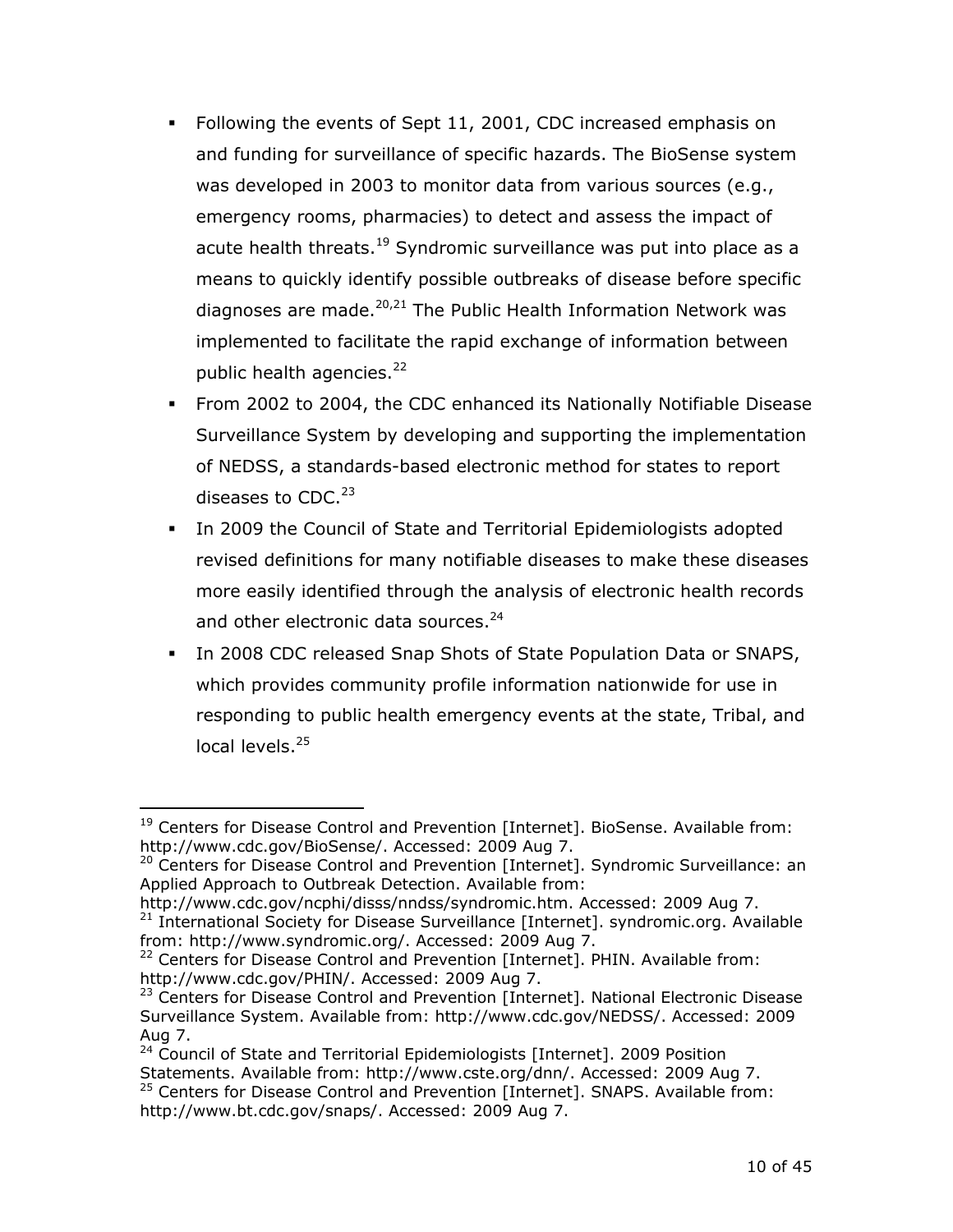- Following the events of Sept 11, 2001, CDC increased emphasis on and funding for surveillance of specific hazards. The BioSense system was developed in 2003 to monitor data from various sources (e.g., emergency rooms, pharmacies) to detect and assess the impact of acute health threats.[19] Syndromic surveillance was put into place as a means to quickly identify possible outbreaks of disease before specific diagnoses are made.[20,21] The Public Health Information Network was implemented to facilitate the rapid exchange of information between public health agencies.[22]
- From 2002 to 2004, the CDC enhanced its Nationally Notifiable Disease Surveillance System by developing and supporting the implementation of NEDSS, a standards-based electronic method for states to report diseases to CDC.[23]
- In 2009 the Council of State and Territorial Epidemiologists adopted revised definitions for many notifiable diseases to make these diseases more easily identified through the analysis of electronic health records and other electronic data sources.[24]
- In 2008 CDC released Snap Shots of State Population Data or SNAPS, which provides community profile information nationwide for use in responding to public health emergency events at the state, Tribal, and local levels.[25]

---

[19] Centers for Disease Control and Prevention [Internet]. BioSense. Available from: http://www.cdc.gov/BioSense/. Accessed: 2009 Aug 7.

[20] Centers for Disease Control and Prevention [Internet]. Syndromic Surveillance: an Applied Approach to Outbreak Detection. Available from: http://www.cdc.gov/ncphi/disss/nndss/syndromic.htm. Accessed: 2009 Aug 7.

[21] International Society for Disease Surveillance [Internet]. syndromic.org. Available from: http://www.syndromic.org/. Accessed: 2009 Aug 7.

[22] Centers for Disease Control and Prevention [Internet]. PHIN. Available from: http://www.cdc.gov/PHIN/. Accessed: 2009 Aug 7.

[23] Centers for Disease Control and Prevention [Internet]. National Electronic Disease Surveillance System. Available from: http://www.cdc.gov/NEDSS/. Accessed: 2009 Aug 7.

[24] Council of State and Territorial Epidemiologists [Internet]. 2009 Position Statements. Available from: http://www.cste.org/dnn/. Accessed: 2009 Aug 7.

[25] Centers for Disease Control and Prevention [Internet]. SNAPS. Available from: http://www.bt.cdc.gov/snaps/. Accessed: 2009 Aug 7.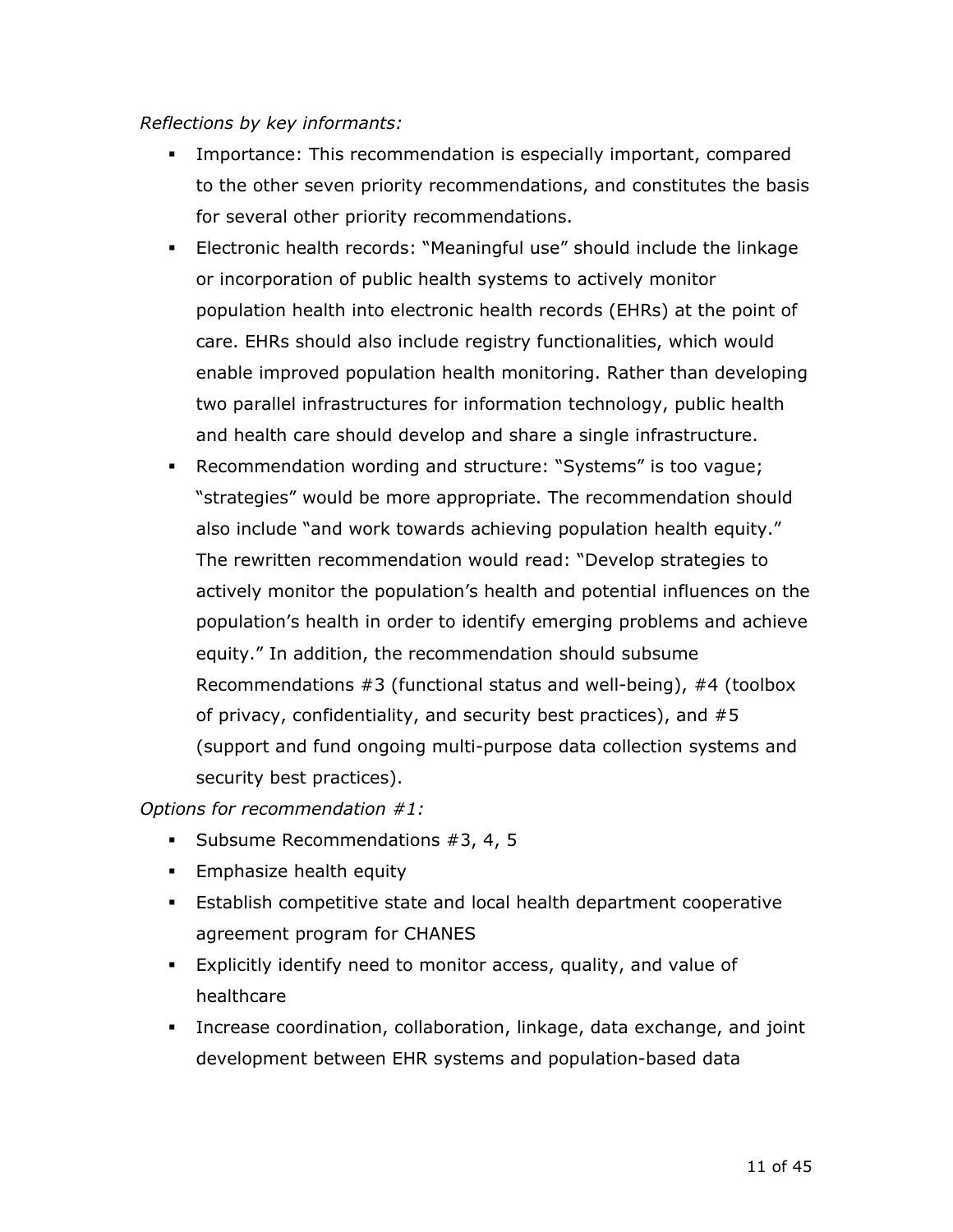*Reflections by key informants:*

- Importance: This recommendation is especially important, compared to the other seven priority recommendations, and constitutes the basis for several other priority recommendations.
- Electronic health records: "Meaningful use" should include the linkage or incorporation of public health systems to actively monitor population health into electronic health records (EHRs) at the point of care. EHRs should also include registry functionalities, which would enable improved population health monitoring. Rather than developing two parallel infrastructures for information technology, public health and health care should develop and share a single infrastructure.
- Recommendation wording and structure: "Systems" is too vague; "strategies" would be more appropriate. The recommendation should also include "and work towards achieving population health equity." The rewritten recommendation would read: "Develop strategies to actively monitor the population's health and potential influences on the population's health in order to identify emerging problems and achieve equity." In addition, the recommendation should subsume Recommendations #3 (functional status and well-being), #4 (toolbox of privacy, confidentiality, and security best practices), and #5 (support and fund ongoing multi-purpose data collection systems and security best practices).

*Options for recommendation #1:*

- Subsume Recommendations #3, 4, 5
- Emphasize health equity
- Establish competitive state and local health department cooperative agreement program for CHANES
- Explicitly identify need to monitor access, quality, and value of healthcare
- Increase coordination, collaboration, linkage, data exchange, and joint development between EHR systems and population-based data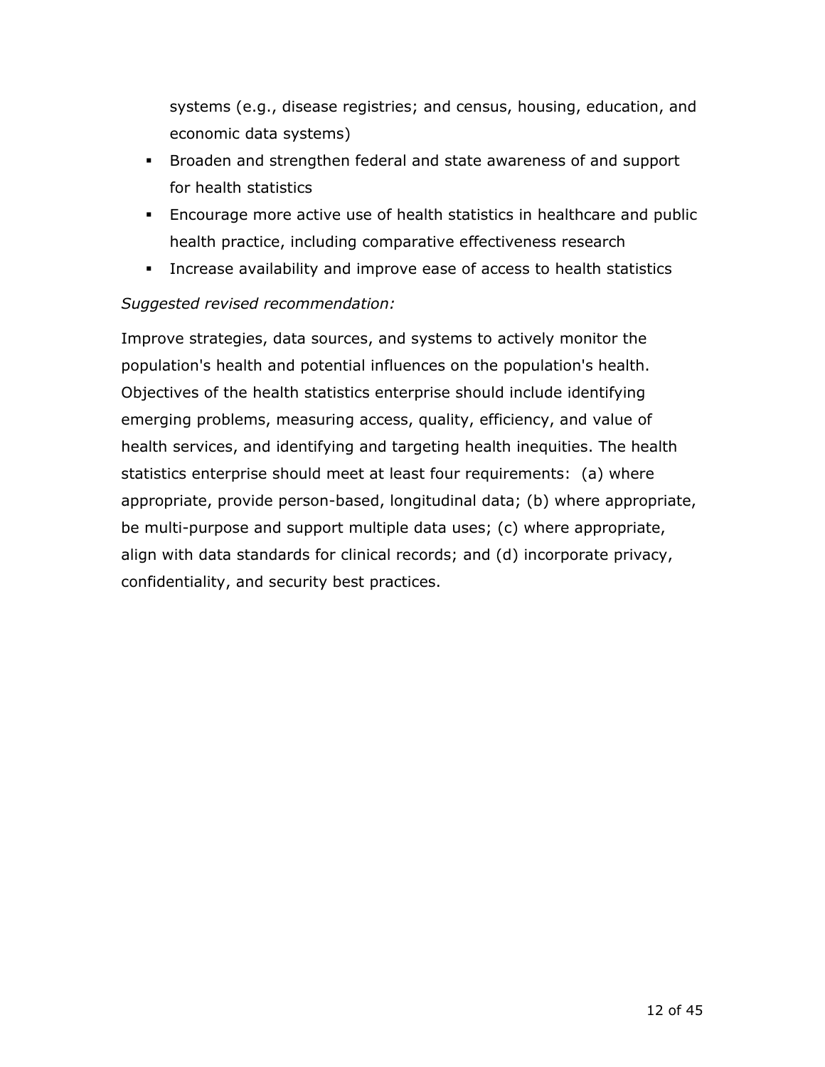systems (e.g., disease registries; and census, housing, education, and economic data systems)

- Broaden and strengthen federal and state awareness of and support for health statistics
- Encourage more active use of health statistics in healthcare and public health practice, including comparative effectiveness research
- Increase availability and improve ease of access to health statistics

*Suggested revised recommendation:*

Improve strategies, data sources, and systems to actively monitor the population's health and potential influences on the population's health. Objectives of the health statistics enterprise should include identifying emerging problems, measuring access, quality, efficiency, and value of health services, and identifying and targeting health inequities. The health statistics enterprise should meet at least four requirements: (a) where appropriate, provide person-based, longitudinal data; (b) where appropriate, be multi-purpose and support multiple data uses; (c) where appropriate, align with data standards for clinical records; and (d) incorporate privacy, confidentiality, and security best practices.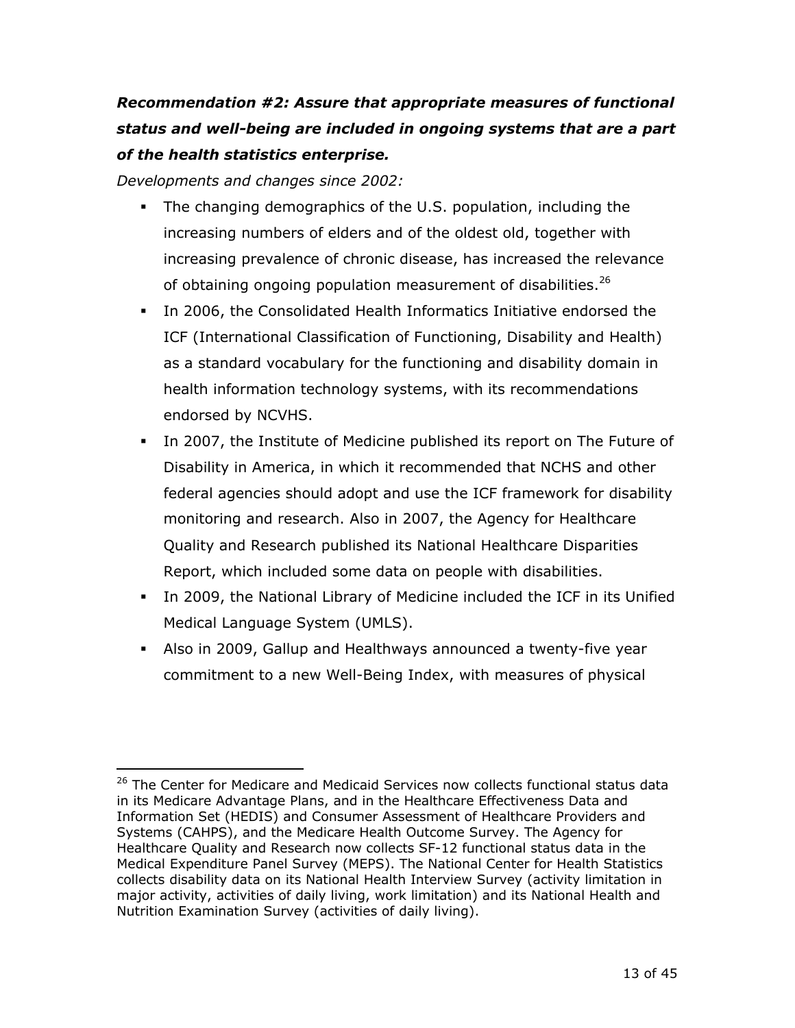***Recommendation #2: Assure that appropriate measures of functional status and well-being are included in ongoing systems that are a part of the health statistics enterprise.***

*Developments and changes since 2002:*

- The changing demographics of the U.S. population, including the increasing numbers of elders and of the oldest old, together with increasing prevalence of chronic disease, has increased the relevance of obtaining ongoing population measurement of disabilities.[26]
- In 2006, the Consolidated Health Informatics Initiative endorsed the ICF (International Classification of Functioning, Disability and Health) as a standard vocabulary for the functioning and disability domain in health information technology systems, with its recommendations endorsed by NCVHS.
- In 2007, the Institute of Medicine published its report on The Future of Disability in America, in which it recommended that NCHS and other federal agencies should adopt and use the ICF framework for disability monitoring and research. Also in 2007, the Agency for Healthcare Quality and Research published its National Healthcare Disparities Report, which included some data on people with disabilities.
- In 2009, the National Library of Medicine included the ICF in its Unified Medical Language System (UMLS).
- Also in 2009, Gallup and Healthways announced a twenty-five year commitment to a new Well-Being Index, with measures of physical

[26] The Center for Medicare and Medicaid Services now collects functional status data in its Medicare Advantage Plans, and in the Healthcare Effectiveness Data and Information Set (HEDIS) and Consumer Assessment of Healthcare Providers and Systems (CAHPS), and the Medicare Health Outcome Survey. The Agency for Healthcare Quality and Research now collects SF-12 functional status data in the Medical Expenditure Panel Survey (MEPS). The National Center for Health Statistics collects disability data on its National Health Interview Survey (activity limitation in major activity, activities of daily living, work limitation) and its National Health and Nutrition Examination Survey (activities of daily living).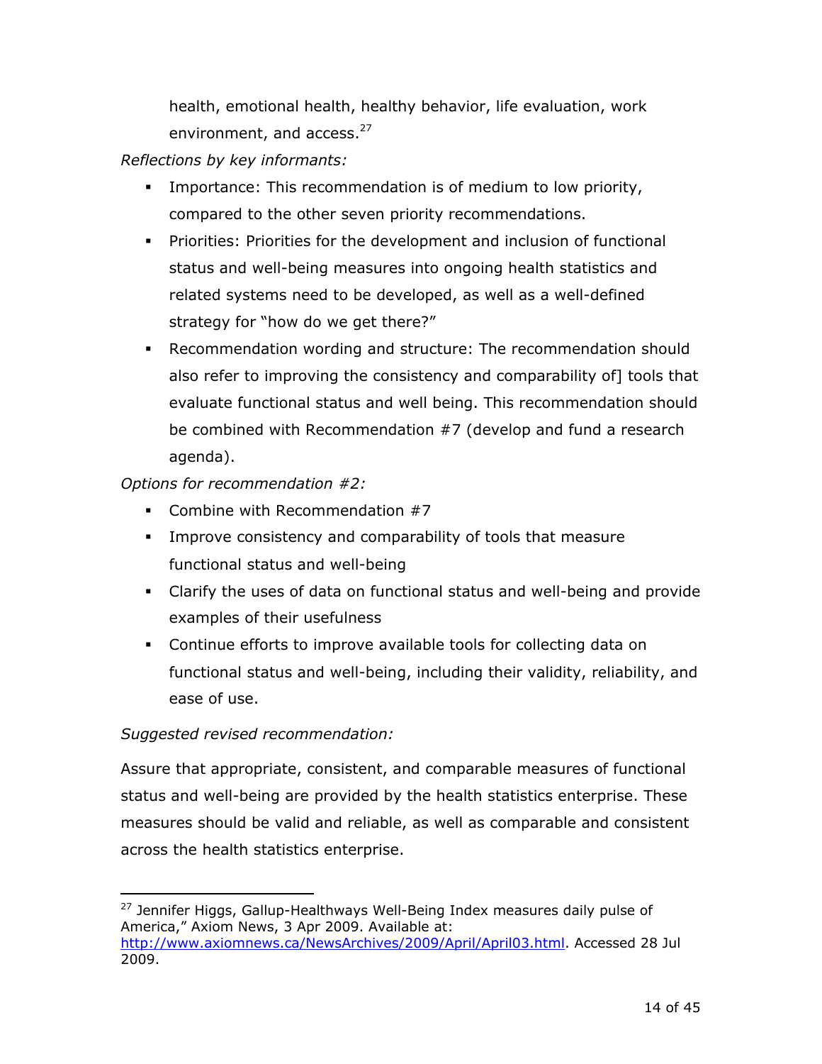health, emotional health, healthy behavior, life evaluation, work environment, and access.[27]

*Reflections by key informants:*

- Importance: This recommendation is of medium to low priority, compared to the other seven priority recommendations.
- Priorities: Priorities for the development and inclusion of functional status and well-being measures into ongoing health statistics and related systems need to be developed, as well as a well-defined strategy for "how do we get there?"
- Recommendation wording and structure: The recommendation should also refer to improving the consistency and comparability of] tools that evaluate functional status and well being. This recommendation should be combined with Recommendation #7 (develop and fund a research agenda).

*Options for recommendation #2:*

- Combine with Recommendation #7
- Improve consistency and comparability of tools that measure functional status and well-being
- Clarify the uses of data on functional status and well-being and provide examples of their usefulness
- Continue efforts to improve available tools for collecting data on functional status and well-being, including their validity, reliability, and ease of use.

*Suggested revised recommendation:*

Assure that appropriate, consistent, and comparable measures of functional status and well-being are provided by the health statistics enterprise. These measures should be valid and reliable, as well as comparable and consistent across the health statistics enterprise.

---

[27] Jennifer Higgs, Gallup-Healthways Well-Being Index measures daily pulse of America," Axiom News, 3 Apr 2009. Available at: http://www.axiomnews.ca/NewsArchives/2009/April/April03.html. Accessed 28 Jul 2009.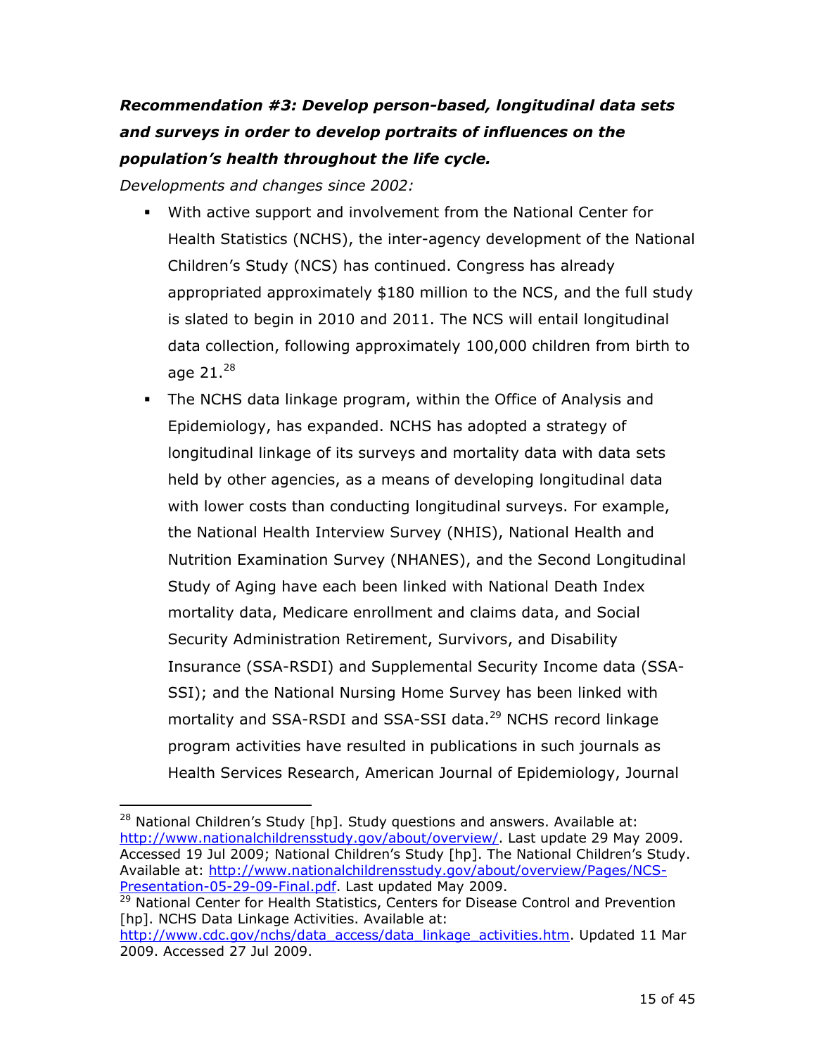***Recommendation #3: Develop person-based, longitudinal data sets and surveys in order to develop portraits of influences on the population's health throughout the life cycle.***

*Developments and changes since 2002:*

- With active support and involvement from the National Center for Health Statistics (NCHS), the inter-agency development of the National Children's Study (NCS) has continued. Congress has already appropriated approximately $180 million to the NCS, and the full study is slated to begin in 2010 and 2011. The NCS will entail longitudinal data collection, following approximately 100,000 children from birth to age 21.[28]
- The NCHS data linkage program, within the Office of Analysis and Epidemiology, has expanded. NCHS has adopted a strategy of longitudinal linkage of its surveys and mortality data with data sets held by other agencies, as a means of developing longitudinal data with lower costs than conducting longitudinal surveys. For example, the National Health Interview Survey (NHIS), National Health and Nutrition Examination Survey (NHANES), and the Second Longitudinal Study of Aging have each been linked with National Death Index mortality data, Medicare enrollment and claims data, and Social Security Administration Retirement, Survivors, and Disability Insurance (SSA-RSDI) and Supplemental Security Income data (SSA-SSI); and the National Nursing Home Survey has been linked with mortality and SSA-RSDI and SSA-SSI data.[29] NCHS record linkage program activities have resulted in publications in such journals as Health Services Research, American Journal of Epidemiology, Journal

---

[28] National Children's Study [hp]. Study questions and answers. Available at: http://www.nationalchildrensstudy.gov/about/overview/. Last update 29 May 2009. Accessed 19 Jul 2009; National Children's Study [hp]. The National Children's Study. Available at: http://www.nationalchildrensstudy.gov/about/overview/Pages/NCS-Presentation-05-29-09-Final.pdf. Last updated May 2009.

[29] National Center for Health Statistics, Centers for Disease Control and Prevention [hp]. NCHS Data Linkage Activities. Available at: http://www.cdc.gov/nchs/data_access/data_linkage_activities.htm. Updated 11 Mar 2009. Accessed 27 Jul 2009.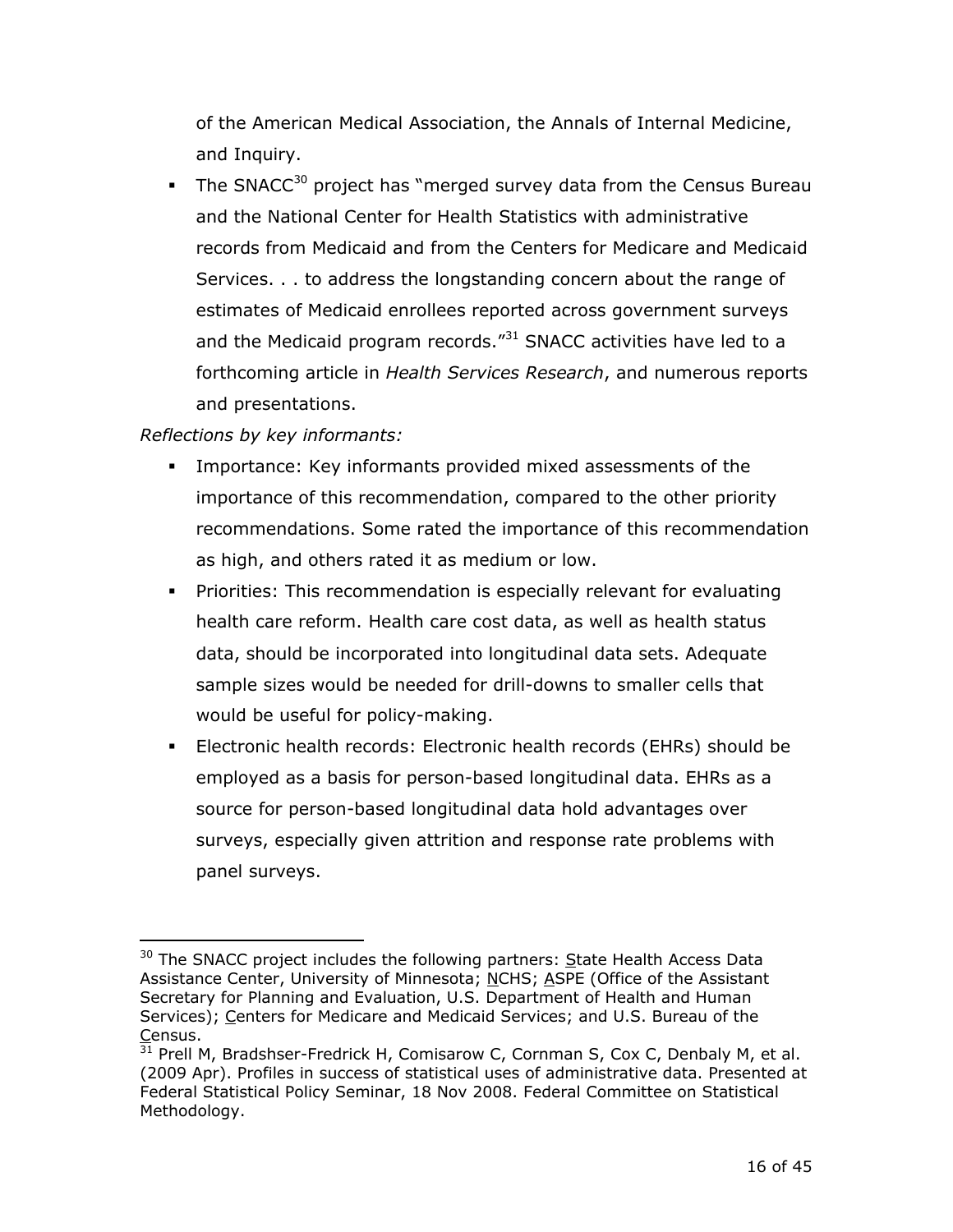of the American Medical Association, the Annals of Internal Medicine, and Inquiry.

- The SNACC[30] project has "merged survey data from the Census Bureau and the National Center for Health Statistics with administrative records from Medicaid and from the Centers for Medicare and Medicaid Services. . . to address the longstanding concern about the range of estimates of Medicaid enrollees reported across government surveys and the Medicaid program records."[31] SNACC activities have led to a forthcoming article in *Health Services Research*, and numerous reports and presentations.

*Reflections by key informants:*

- Importance: Key informants provided mixed assessments of the importance of this recommendation, compared to the other priority recommendations. Some rated the importance of this recommendation as high, and others rated it as medium or low.
- Priorities: This recommendation is especially relevant for evaluating health care reform. Health care cost data, as well as health status data, should be incorporated into longitudinal data sets. Adequate sample sizes would be needed for drill-downs to smaller cells that would be useful for policy-making.
- Electronic health records: Electronic health records (EHRs) should be employed as a basis for person-based longitudinal data. EHRs as a source for person-based longitudinal data hold advantages over surveys, especially given attrition and response rate problems with panel surveys.

---

[30] The SNACC project includes the following partners: State Health Access Data Assistance Center, University of Minnesota; NCHS; ASPE (Office of the Assistant Secretary for Planning and Evaluation, U.S. Department of Health and Human Services); Centers for Medicare and Medicaid Services; and U.S. Bureau of the Census.

[31] Prell M, Bradshser-Fredrick H, Comisarow C, Cornman S, Cox C, Denbaly M, et al. (2009 Apr). Profiles in success of statistical uses of administrative data. Presented at Federal Statistical Policy Seminar, 18 Nov 2008. Federal Committee on Statistical Methodology.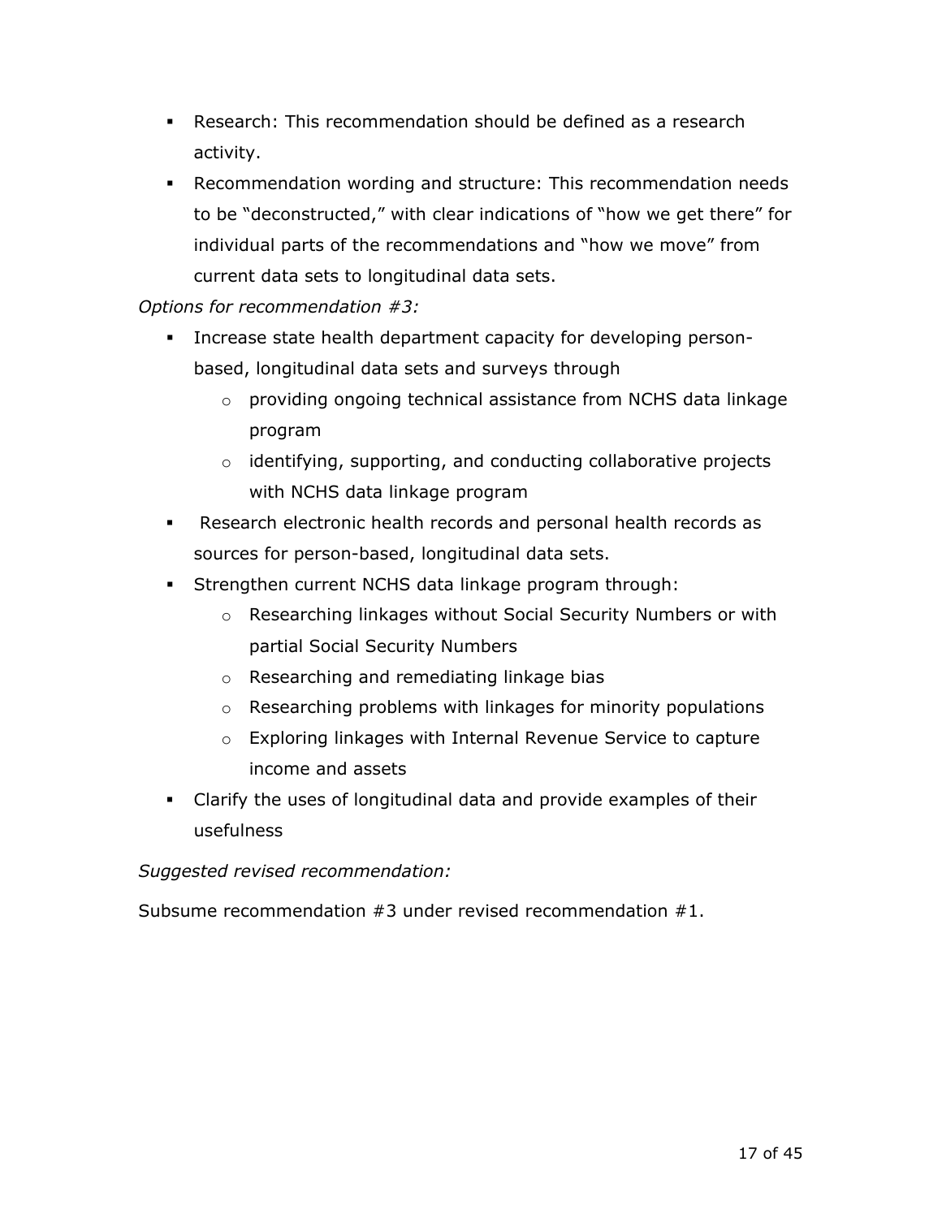- Research: This recommendation should be defined as a research activity.
- Recommendation wording and structure: This recommendation needs to be "deconstructed," with clear indications of "how we get there" for individual parts of the recommendations and "how we move" from current data sets to longitudinal data sets.

*Options for recommendation #3:*

- Increase state health department capacity for developing person-based, longitudinal data sets and surveys through
  - providing ongoing technical assistance from NCHS data linkage program
  - identifying, supporting, and conducting collaborative projects with NCHS data linkage program
- Research electronic health records and personal health records as sources for person-based, longitudinal data sets.
- Strengthen current NCHS data linkage program through:
  - Researching linkages without Social Security Numbers or with partial Social Security Numbers
  - Researching and remediating linkage bias
  - Researching problems with linkages for minority populations
  - Exploring linkages with Internal Revenue Service to capture income and assets
- Clarify the uses of longitudinal data and provide examples of their usefulness

*Suggested revised recommendation:*

Subsume recommendation #3 under revised recommendation #1.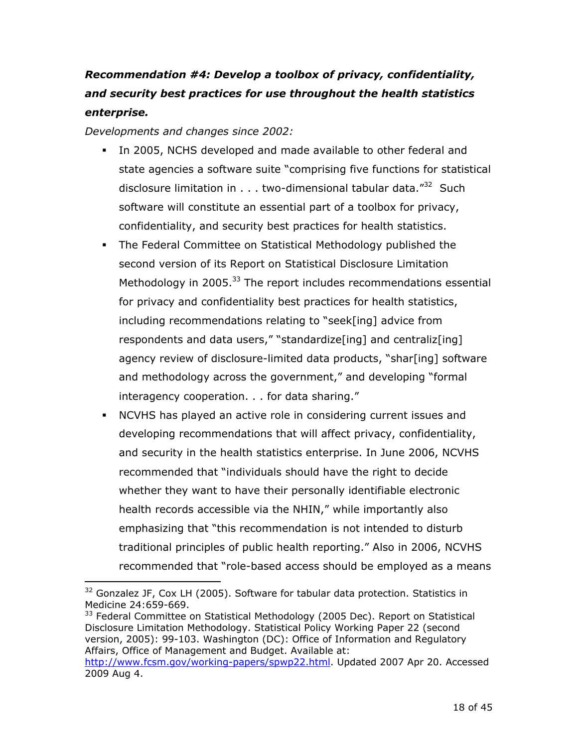***Recommendation #4: Develop a toolbox of privacy, confidentiality, and security best practices for use throughout the health statistics enterprise.***

*Developments and changes since 2002:*

- In 2005, NCHS developed and made available to other federal and state agencies a software suite "comprising five functions for statistical disclosure limitation in . . . two-dimensional tabular data."[32] Such software will constitute an essential part of a toolbox for privacy, confidentiality, and security best practices for health statistics.
- The Federal Committee on Statistical Methodology published the second version of its Report on Statistical Disclosure Limitation Methodology in 2005.[33] The report includes recommendations essential for privacy and confidentiality best practices for health statistics, including recommendations relating to "seek[ing] advice from respondents and data users," "standardize[ing] and centraliz[ing] agency review of disclosure-limited data products, "shar[ing] software and methodology across the government," and developing "formal interagency cooperation. . . for data sharing."
- NCVHS has played an active role in considering current issues and developing recommendations that will affect privacy, confidentiality, and security in the health statistics enterprise. In June 2006, NCVHS recommended that "individuals should have the right to decide whether they want to have their personally identifiable electronic health records accessible via the NHIN," while importantly also emphasizing that "this recommendation is not intended to disturb traditional principles of public health reporting." Also in 2006, NCVHS recommended that "role-based access should be employed as a means

---

[32] Gonzalez JF, Cox LH (2005). Software for tabular data protection. Statistics in Medicine 24:659-669.

[33] Federal Committee on Statistical Methodology (2005 Dec). Report on Statistical Disclosure Limitation Methodology. Statistical Policy Working Paper 22 (second version, 2005): 99-103. Washington (DC): Office of Information and Regulatory Affairs, Office of Management and Budget. Available at: http://www.fcsm.gov/working-papers/spwp22.html. Updated 2007 Apr 20. Accessed 2009 Aug 4.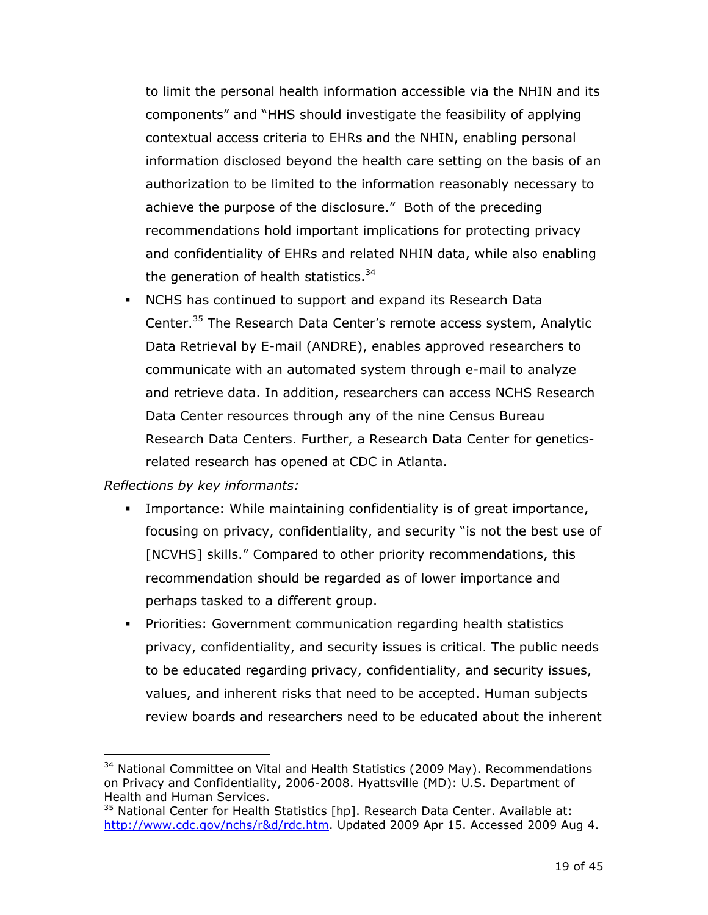to limit the personal health information accessible via the NHIN and its components" and "HHS should investigate the feasibility of applying contextual access criteria to EHRs and the NHIN, enabling personal information disclosed beyond the health care setting on the basis of an authorization to be limited to the information reasonably necessary to achieve the purpose of the disclosure." Both of the preceding recommendations hold important implications for protecting privacy and confidentiality of EHRs and related NHIN data, while also enabling the generation of health statistics.[34]

- NCHS has continued to support and expand its Research Data Center.[35] The Research Data Center's remote access system, Analytic Data Retrieval by E-mail (ANDRE), enables approved researchers to communicate with an automated system through e-mail to analyze and retrieve data. In addition, researchers can access NCHS Research Data Center resources through any of the nine Census Bureau Research Data Centers. Further, a Research Data Center for genetics-related research has opened at CDC in Atlanta.

*Reflections by key informants:*

- Importance: While maintaining confidentiality is of great importance, focusing on privacy, confidentiality, and security "is not the best use of [NCVHS] skills." Compared to other priority recommendations, this recommendation should be regarded as of lower importance and perhaps tasked to a different group.
- Priorities: Government communication regarding health statistics privacy, confidentiality, and security issues is critical. The public needs to be educated regarding privacy, confidentiality, and security issues, values, and inherent risks that need to be accepted. Human subjects review boards and researchers need to be educated about the inherent

---

[34] National Committee on Vital and Health Statistics (2009 May). Recommendations on Privacy and Confidentiality, 2006-2008. Hyattsville (MD): U.S. Department of Health and Human Services.

[35] National Center for Health Statistics [hp]. Research Data Center. Available at: http://www.cdc.gov/nchs/r&d/rdc.htm. Updated 2009 Apr 15. Accessed 2009 Aug 4.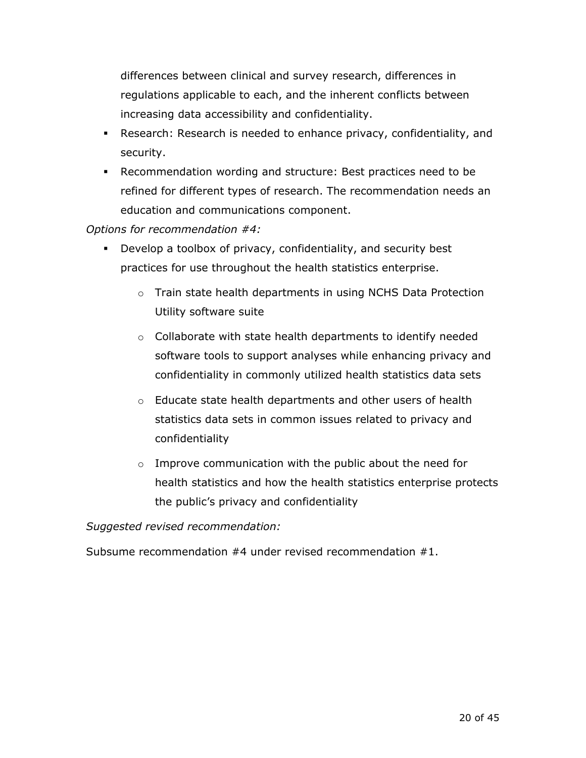differences between clinical and survey research, differences in regulations applicable to each, and the inherent conflicts between increasing data accessibility and confidentiality.

- Research: Research is needed to enhance privacy, confidentiality, and security.
- Recommendation wording and structure: Best practices need to be refined for different types of research. The recommendation needs an education and communications component.

*Options for recommendation #4:*

- Develop a toolbox of privacy, confidentiality, and security best practices for use throughout the health statistics enterprise.
  - Train state health departments in using NCHS Data Protection Utility software suite
  - Collaborate with state health departments to identify needed software tools to support analyses while enhancing privacy and confidentiality in commonly utilized health statistics data sets
  - Educate state health departments and other users of health statistics data sets in common issues related to privacy and confidentiality
  - Improve communication with the public about the need for health statistics and how the health statistics enterprise protects the public's privacy and confidentiality

*Suggested revised recommendation:*

Subsume recommendation #4 under revised recommendation #1.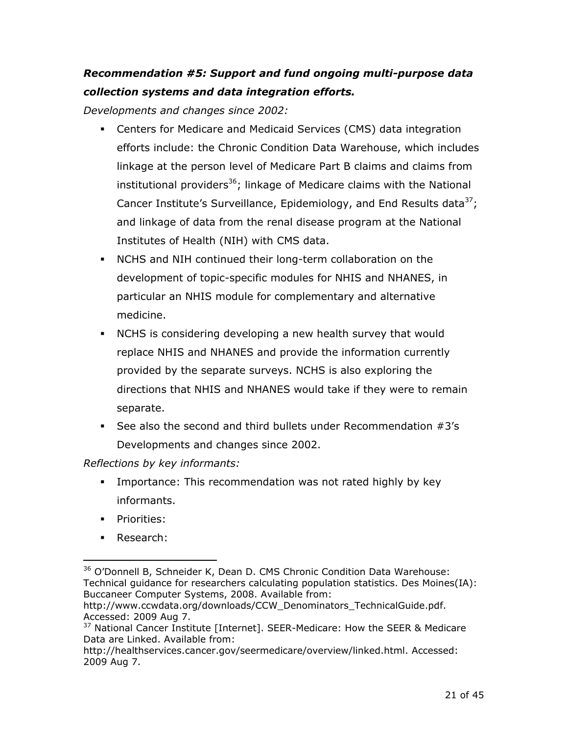***Recommendation #5: Support and fund ongoing multi-purpose data collection systems and data integration efforts.***

*Developments and changes since 2002:*

- Centers for Medicare and Medicaid Services (CMS) data integration efforts include: the Chronic Condition Data Warehouse, which includes linkage at the person level of Medicare Part B claims and claims from institutional providers[36]; linkage of Medicare claims with the National Cancer Institute's Surveillance, Epidemiology, and End Results data[37]; and linkage of data from the renal disease program at the National Institutes of Health (NIH) with CMS data.
- NCHS and NIH continued their long-term collaboration on the development of topic-specific modules for NHIS and NHANES, in particular an NHIS module for complementary and alternative medicine.
- NCHS is considering developing a new health survey that would replace NHIS and NHANES and provide the information currently provided by the separate surveys. NCHS is also exploring the directions that NHIS and NHANES would take if they were to remain separate.
- See also the second and third bullets under Recommendation #3's Developments and changes since 2002.

*Reflections by key informants:*

- Importance: This recommendation was not rated highly by key informants.
- Priorities:
- Research:

---

[36] O'Donnell B, Schneider K, Dean D. CMS Chronic Condition Data Warehouse: Technical guidance for researchers calculating population statistics. Des Moines(IA): Buccaneer Computer Systems, 2008. Available from: http://www.ccwdata.org/downloads/CCW_Denominators_TechnicalGuide.pdf. Accessed: 2009 Aug 7.

[37] National Cancer Institute [Internet]. SEER-Medicare: How the SEER & Medicare Data are Linked. Available from: http://healthservices.cancer.gov/seermedicare/overview/linked.html. Accessed: 2009 Aug 7.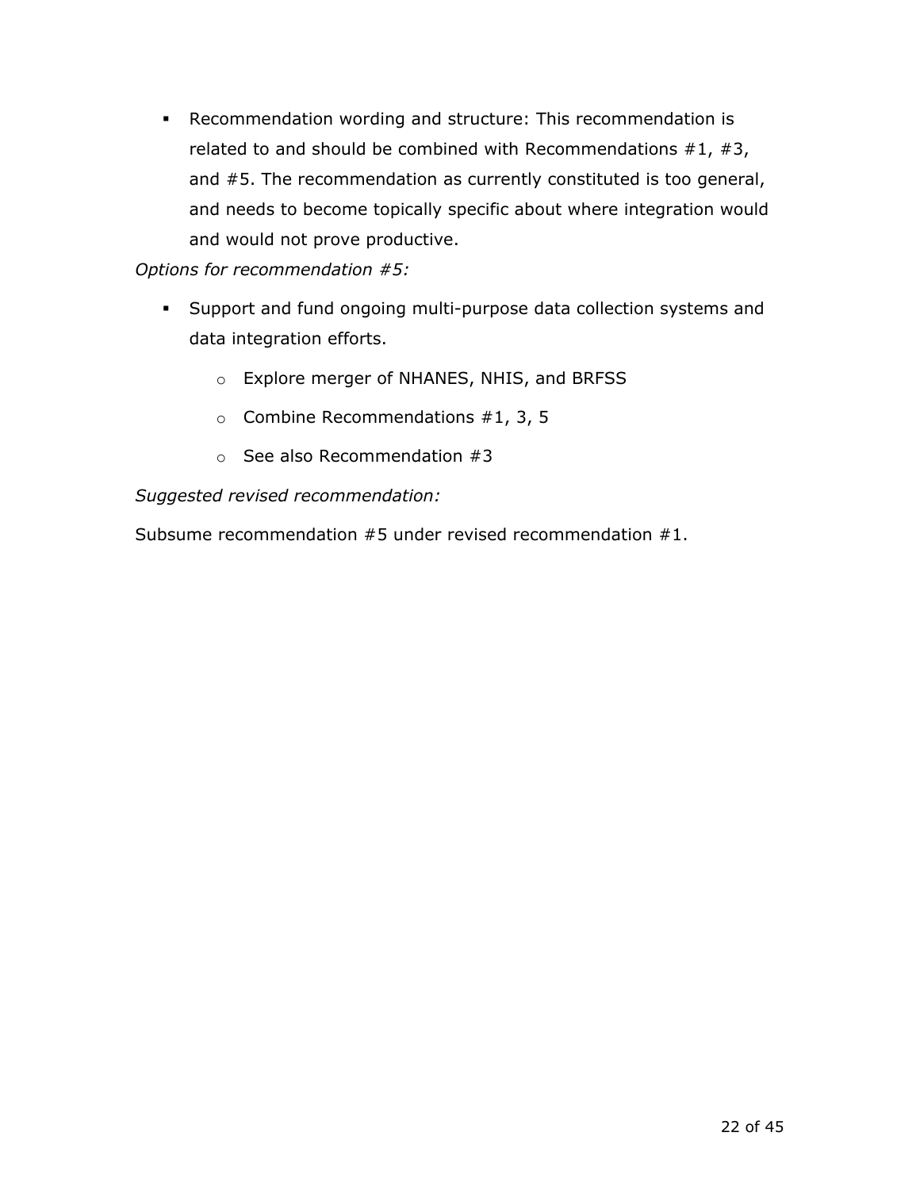- Recommendation wording and structure: This recommendation is related to and should be combined with Recommendations #1, #3, and #5. The recommendation as currently constituted is too general, and needs to become topically specific about where integration would and would not prove productive.

*Options for recommendation #5:*

- Support and fund ongoing multi-purpose data collection systems and data integration efforts.
  - Explore merger of NHANES, NHIS, and BRFSS
  - Combine Recommendations #1, 3, 5
  - See also Recommendation #3

*Suggested revised recommendation:*

Subsume recommendation #5 under revised recommendation #1.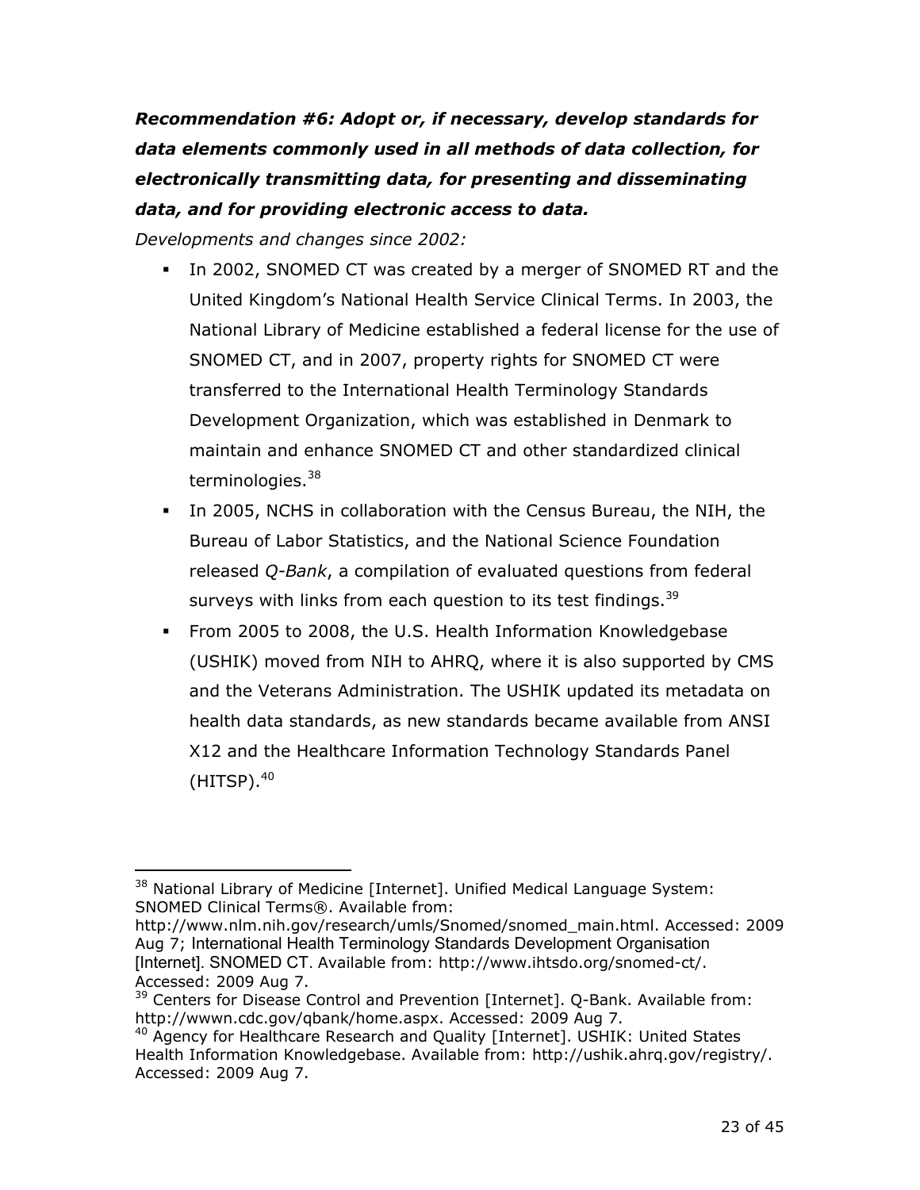***Recommendation #6: Adopt or, if necessary, develop standards for data elements commonly used in all methods of data collection, for electronically transmitting data, for presenting and disseminating data, and for providing electronic access to data.***

*Developments and changes since 2002:*

- In 2002, SNOMED CT was created by a merger of SNOMED RT and the United Kingdom's National Health Service Clinical Terms. In 2003, the National Library of Medicine established a federal license for the use of SNOMED CT, and in 2007, property rights for SNOMED CT were transferred to the International Health Terminology Standards Development Organization, which was established in Denmark to maintain and enhance SNOMED CT and other standardized clinical terminologies.[38]
- In 2005, NCHS in collaboration with the Census Bureau, the NIH, the Bureau of Labor Statistics, and the National Science Foundation released *Q-Bank*, a compilation of evaluated questions from federal surveys with links from each question to its test findings.[39]
- From 2005 to 2008, the U.S. Health Information Knowledgebase (USHIK) moved from NIH to AHRQ, where it is also supported by CMS and the Veterans Administration. The USHIK updated its metadata on health data standards, as new standards became available from ANSI X12 and the Healthcare Information Technology Standards Panel (HITSP).[40]

---

[38] National Library of Medicine [Internet]. Unified Medical Language System: SNOMED Clinical Terms®. Available from: http://www.nlm.nih.gov/research/umls/Snomed/snomed_main.html. Accessed: 2009 Aug 7; International Health Terminology Standards Development Organisation [Internet]. SNOMED CT. Available from: http://www.ihtsdo.org/snomed-ct/. Accessed: 2009 Aug 7.

[39] Centers for Disease Control and Prevention [Internet]. Q-Bank. Available from: http://wwwn.cdc.gov/qbank/home.aspx. Accessed: 2009 Aug 7.

[40] Agency for Healthcare Research and Quality [Internet]. USHIK: United States Health Information Knowledgebase. Available from: http://ushik.ahrq.gov/registry/. Accessed: 2009 Aug 7.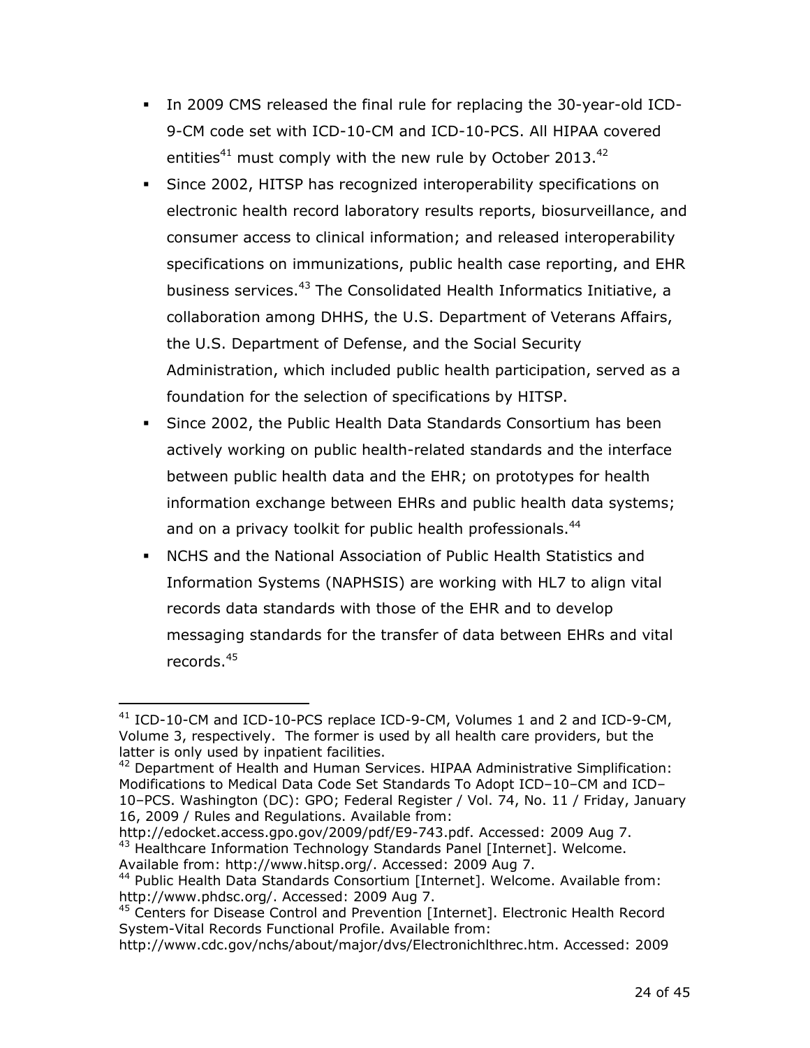- In 2009 CMS released the final rule for replacing the 30-year-old ICD-9-CM code set with ICD-10-CM and ICD-10-PCS. All HIPAA covered entities[41] must comply with the new rule by October 2013.[42]
- Since 2002, HITSP has recognized interoperability specifications on electronic health record laboratory results reports, biosurveillance, and consumer access to clinical information; and released interoperability specifications on immunizations, public health case reporting, and EHR business services.[43] The Consolidated Health Informatics Initiative, a collaboration among DHHS, the U.S. Department of Veterans Affairs, the U.S. Department of Defense, and the Social Security Administration, which included public health participation, served as a foundation for the selection of specifications by HITSP.
- Since 2002, the Public Health Data Standards Consortium has been actively working on public health-related standards and the interface between public health data and the EHR; on prototypes for health information exchange between EHRs and public health data systems; and on a privacy toolkit for public health professionals.[44]
- NCHS and the National Association of Public Health Statistics and Information Systems (NAPHSIS) are working with HL7 to align vital records data standards with those of the EHR and to develop messaging standards for the transfer of data between EHRs and vital records.[45]

---

[41] ICD-10-CM and ICD-10-PCS replace ICD-9-CM, Volumes 1 and 2 and ICD-9-CM, Volume 3, respectively. The former is used by all health care providers, but the latter is only used by inpatient facilities.

[42] Department of Health and Human Services. HIPAA Administrative Simplification: Modifications to Medical Data Code Set Standards To Adopt ICD–10–CM and ICD–10–PCS. Washington (DC): GPO; Federal Register / Vol. 74, No. 11 / Friday, January 16, 2009 / Rules and Regulations. Available from: http://edocket.access.gpo.gov/2009/pdf/E9-743.pdf. Accessed: 2009 Aug 7.

[43] Healthcare Information Technology Standards Panel [Internet]. Welcome. Available from: http://www.hitsp.org/. Accessed: 2009 Aug 7.

[44] Public Health Data Standards Consortium [Internet]. Welcome. Available from: http://www.phdsc.org/. Accessed: 2009 Aug 7.

[45] Centers for Disease Control and Prevention [Internet]. Electronic Health Record System-Vital Records Functional Profile. Available from: http://www.cdc.gov/nchs/about/major/dvs/Electronichlthrec.htm. Accessed: 2009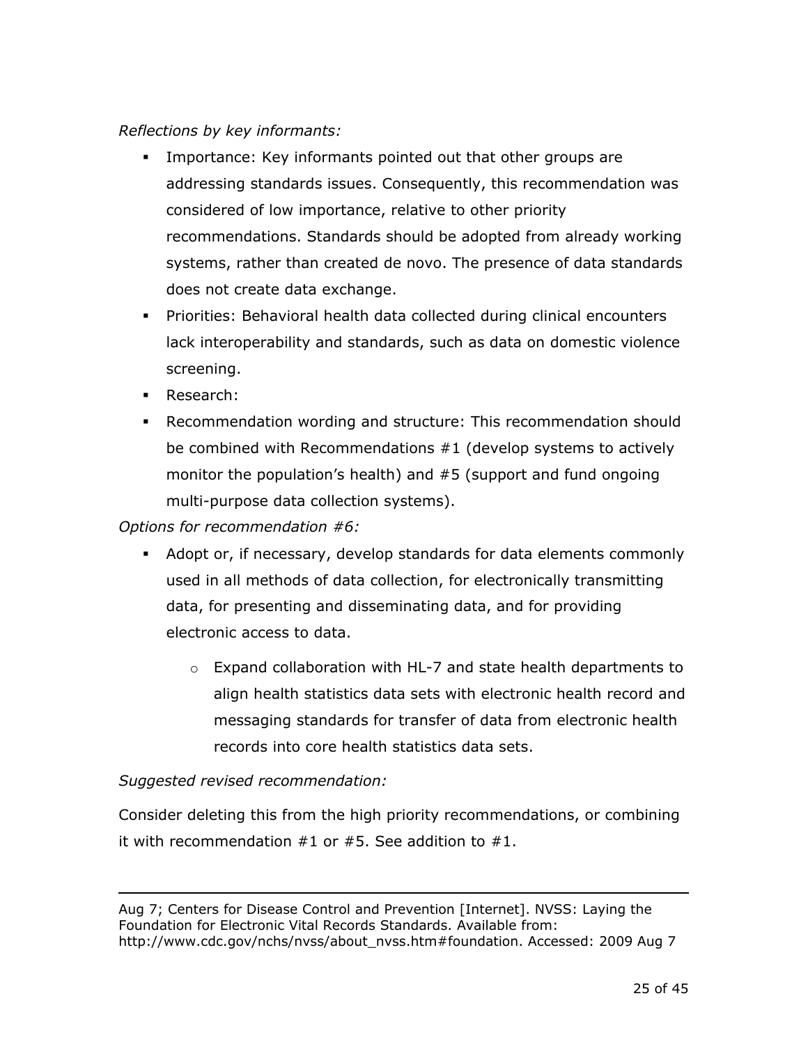*Reflections by key informants:*

- Importance: Key informants pointed out that other groups are addressing standards issues. Consequently, this recommendation was considered of low importance, relative to other priority recommendations. Standards should be adopted from already working systems, rather than created de novo. The presence of data standards does not create data exchange.
- Priorities: Behavioral health data collected during clinical encounters lack interoperability and standards, such as data on domestic violence screening.
- Research:
- Recommendation wording and structure: This recommendation should be combined with Recommendations #1 (develop systems to actively monitor the population's health) and #5 (support and fund ongoing multi-purpose data collection systems).

*Options for recommendation #6:*

- Adopt or, if necessary, develop standards for data elements commonly used in all methods of data collection, for electronically transmitting data, for presenting and disseminating data, and for providing electronic access to data.
    - Expand collaboration with HL-7 and state health departments to align health statistics data sets with electronic health record and messaging standards for transfer of data from electronic health records into core health statistics data sets.

*Suggested revised recommendation:*

Consider deleting this from the high priority recommendations, or combining it with recommendation #1 or #5. See addition to #1.

---

Aug 7; Centers for Disease Control and Prevention [Internet]. NVSS: Laying the Foundation for Electronic Vital Records Standards. Available from: http://www.cdc.gov/nchs/nvss/about_nvss.htm#foundation. Accessed: 2009 Aug 7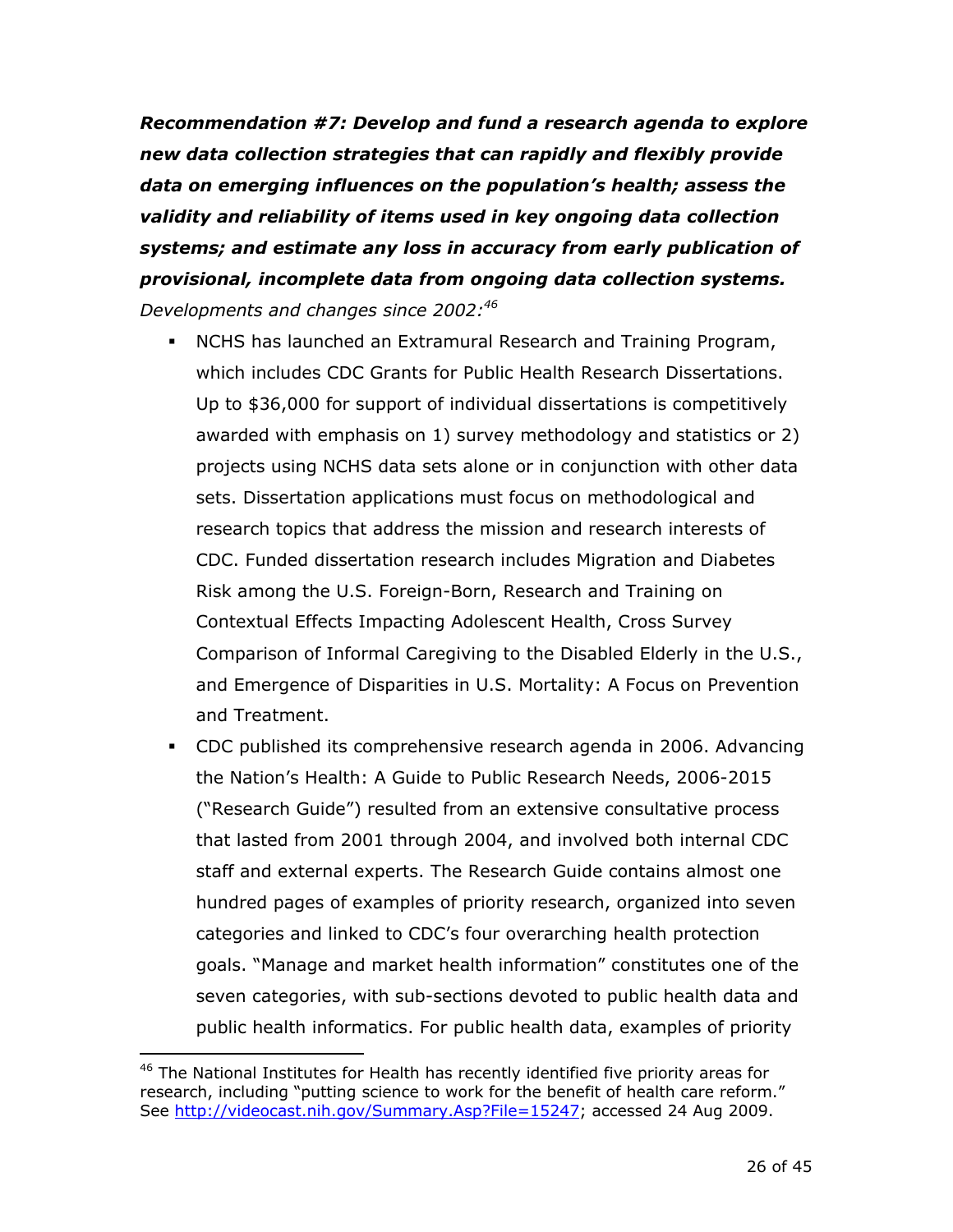***Recommendation #7: Develop and fund a research agenda to explore new data collection strategies that can rapidly and flexibly provide data on emerging influences on the population's health; assess the validity and reliability of items used in key ongoing data collection systems; and estimate any loss in accuracy from early publication of provisional, incomplete data from ongoing data collection systems.***

*Developments and changes since 2002:*[46]

- NCHS has launched an Extramural Research and Training Program, which includes CDC Grants for Public Health Research Dissertations. Up to $36,000 for support of individual dissertations is competitively awarded with emphasis on 1) survey methodology and statistics or 2) projects using NCHS data sets alone or in conjunction with other data sets. Dissertation applications must focus on methodological and research topics that address the mission and research interests of CDC. Funded dissertation research includes Migration and Diabetes Risk among the U.S. Foreign-Born, Research and Training on Contextual Effects Impacting Adolescent Health, Cross Survey Comparison of Informal Caregiving to the Disabled Elderly in the U.S., and Emergence of Disparities in U.S. Mortality: A Focus on Prevention and Treatment.
- CDC published its comprehensive research agenda in 2006. Advancing the Nation's Health: A Guide to Public Research Needs, 2006-2015 ("Research Guide") resulted from an extensive consultative process that lasted from 2001 through 2004, and involved both internal CDC staff and external experts. The Research Guide contains almost one hundred pages of examples of priority research, organized into seven categories and linked to CDC's four overarching health protection goals. "Manage and market health information" constitutes one of the seven categories, with sub-sections devoted to public health data and public health informatics. For public health data, examples of priority

[46] The National Institutes for Health has recently identified five priority areas for research, including "putting science to work for the benefit of health care reform." See http://videocast.nih.gov/Summary.Asp?File=15247; accessed 24 Aug 2009.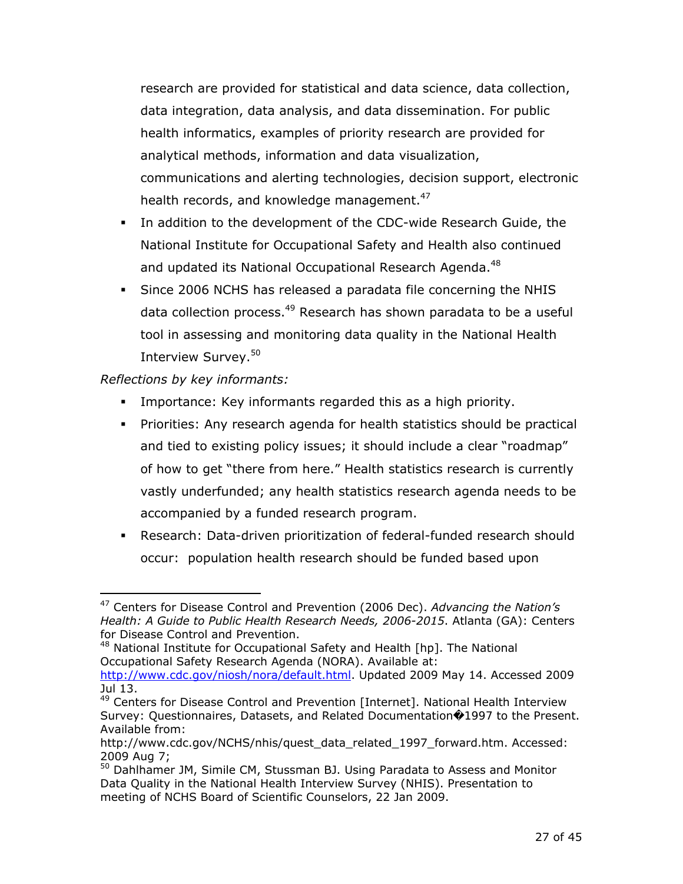research are provided for statistical and data science, data collection, data integration, data analysis, and data dissemination. For public health informatics, examples of priority research are provided for analytical methods, information and data visualization, communications and alerting technologies, decision support, electronic health records, and knowledge management.[47]

- In addition to the development of the CDC-wide Research Guide, the National Institute for Occupational Safety and Health also continued and updated its National Occupational Research Agenda.[48]
- Since 2006 NCHS has released a paradata file concerning the NHIS data collection process.[49] Research has shown paradata to be a useful tool in assessing and monitoring data quality in the National Health Interview Survey.[50]

*Reflections by key informants:*

- Importance: Key informants regarded this as a high priority.
- Priorities: Any research agenda for health statistics should be practical and tied to existing policy issues; it should include a clear "roadmap" of how to get "there from here." Health statistics research is currently vastly underfunded; any health statistics research agenda needs to be accompanied by a funded research program.
- Research: Data-driven prioritization of federal-funded research should occur: population health research should be funded based upon

---

[47] Centers for Disease Control and Prevention (2006 Dec). *Advancing the Nation's Health: A Guide to Public Health Research Needs, 2006-2015*. Atlanta (GA): Centers for Disease Control and Prevention.

[48] National Institute for Occupational Safety and Health [hp]. The National Occupational Safety Research Agenda (NORA). Available at: http://www.cdc.gov/niosh/nora/default.html. Updated 2009 May 14. Accessed 2009 Jul 13.

[49] Centers for Disease Control and Prevention [Internet]. National Health Interview Survey: Questionnaires, Datasets, and Related Documentation�1997 to the Present. Available from: http://www.cdc.gov/NCHS/nhis/quest_data_related_1997_forward.htm. Accessed: 2009 Aug 7;

[50] Dahlhamer JM, Simile CM, Stussman BJ. Using Paradata to Assess and Monitor Data Quality in the National Health Interview Survey (NHIS). Presentation to meeting of NCHS Board of Scientific Counselors, 22 Jan 2009.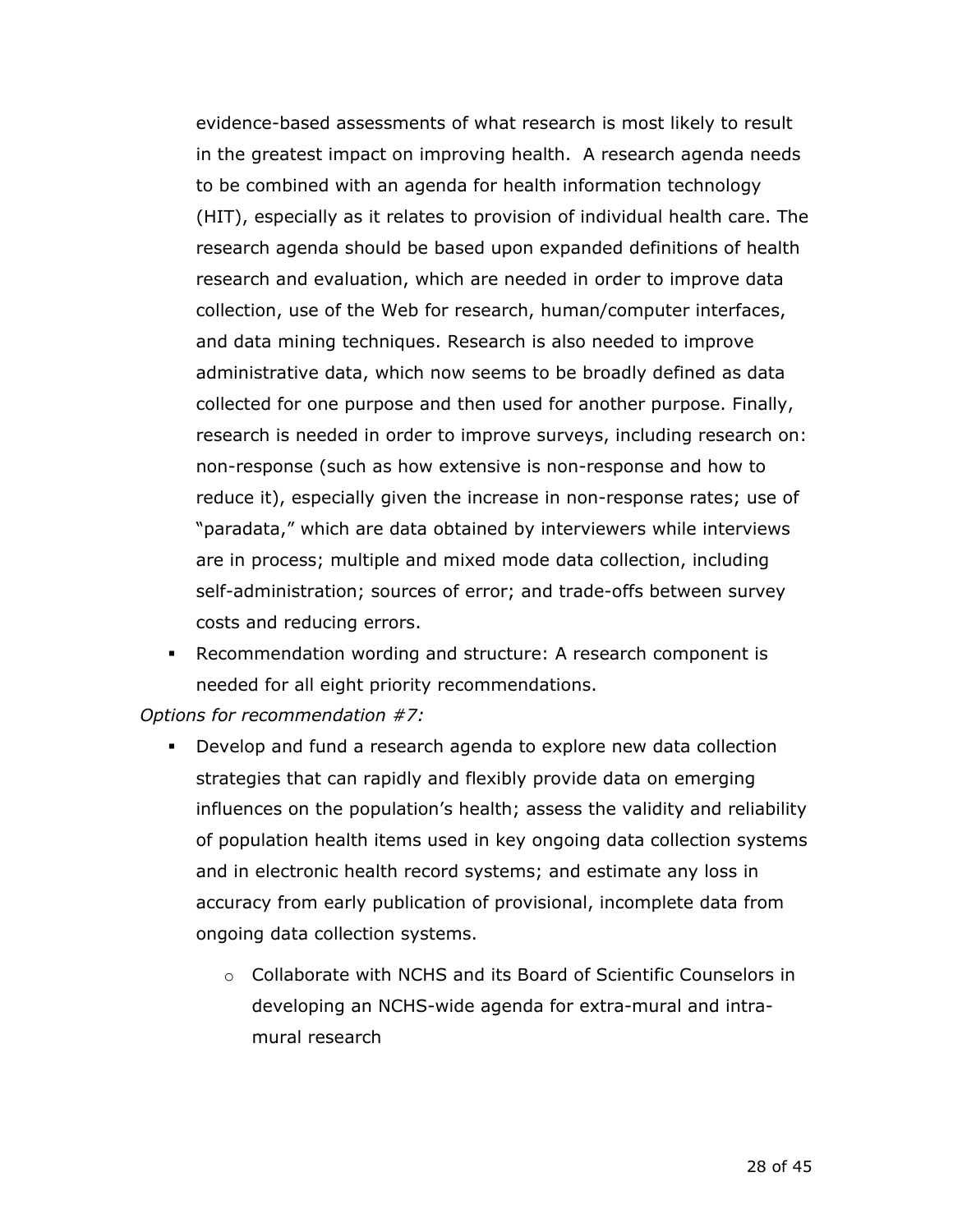evidence-based assessments of what research is most likely to result in the greatest impact on improving health. A research agenda needs to be combined with an agenda for health information technology (HIT), especially as it relates to provision of individual health care. The research agenda should be based upon expanded definitions of health research and evaluation, which are needed in order to improve data collection, use of the Web for research, human/computer interfaces, and data mining techniques. Research is also needed to improve administrative data, which now seems to be broadly defined as data collected for one purpose and then used for another purpose. Finally, research is needed in order to improve surveys, including research on: non-response (such as how extensive is non-response and how to reduce it), especially given the increase in non-response rates; use of "paradata," which are data obtained by interviewers while interviews are in process; multiple and mixed mode data collection, including self-administration; sources of error; and trade-offs between survey costs and reducing errors.

- Recommendation wording and structure: A research component is needed for all eight priority recommendations.

*Options for recommendation #7:*

- Develop and fund a research agenda to explore new data collection strategies that can rapidly and flexibly provide data on emerging influences on the population's health; assess the validity and reliability of population health items used in key ongoing data collection systems and in electronic health record systems; and estimate any loss in accuracy from early publication of provisional, incomplete data from ongoing data collection systems.
    - Collaborate with NCHS and its Board of Scientific Counselors in developing an NCHS-wide agenda for extra-mural and intra-mural research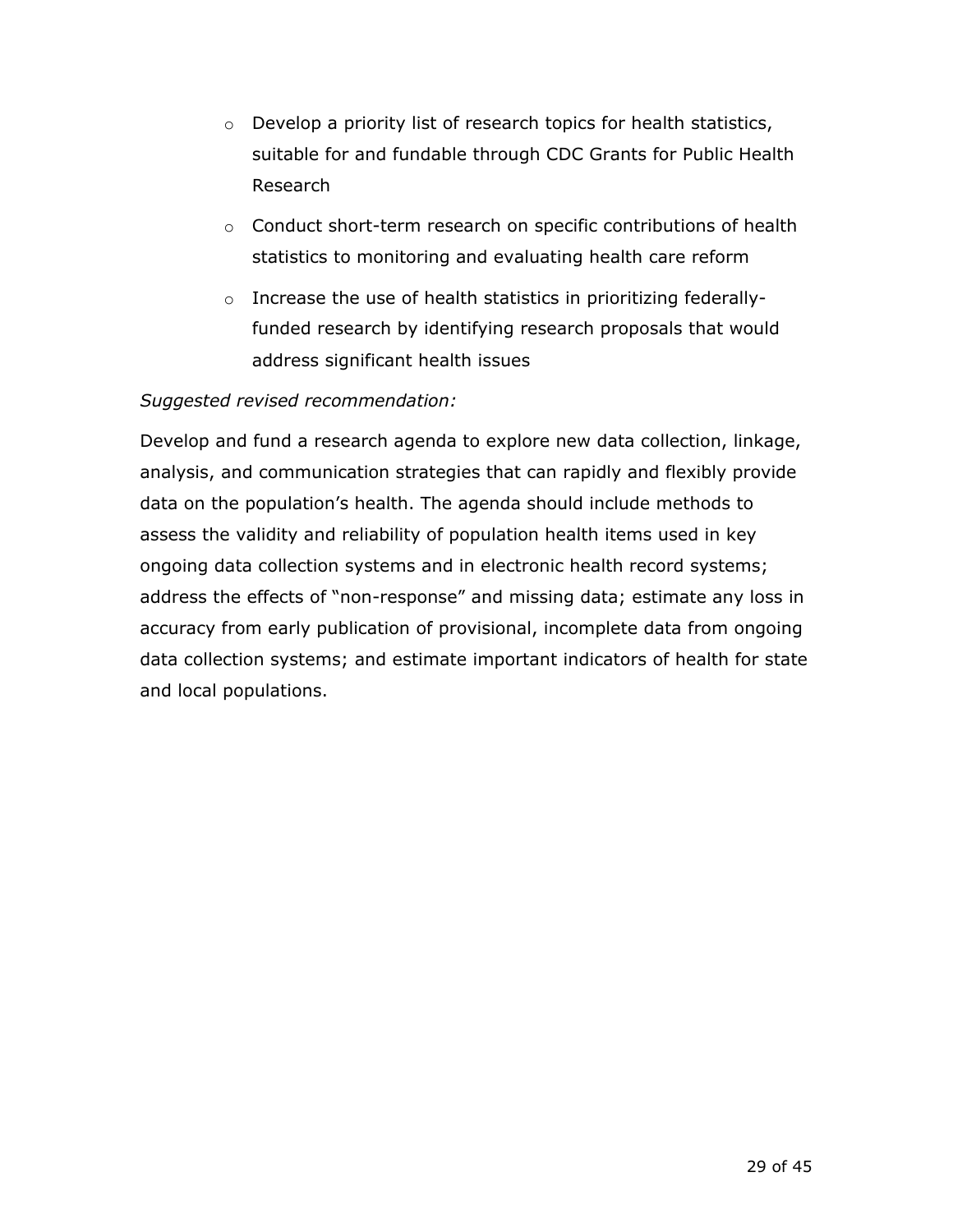- Develop a priority list of research topics for health statistics, suitable for and fundable through CDC Grants for Public Health Research
- Conduct short-term research on specific contributions of health statistics to monitoring and evaluating health care reform
- Increase the use of health statistics in prioritizing federally-funded research by identifying research proposals that would address significant health issues

*Suggested revised recommendation:*

Develop and fund a research agenda to explore new data collection, linkage, analysis, and communication strategies that can rapidly and flexibly provide data on the population's health. The agenda should include methods to assess the validity and reliability of population health items used in key ongoing data collection systems and in electronic health record systems; address the effects of "non-response" and missing data; estimate any loss in accuracy from early publication of provisional, incomplete data from ongoing data collection systems; and estimate important indicators of health for state and local populations.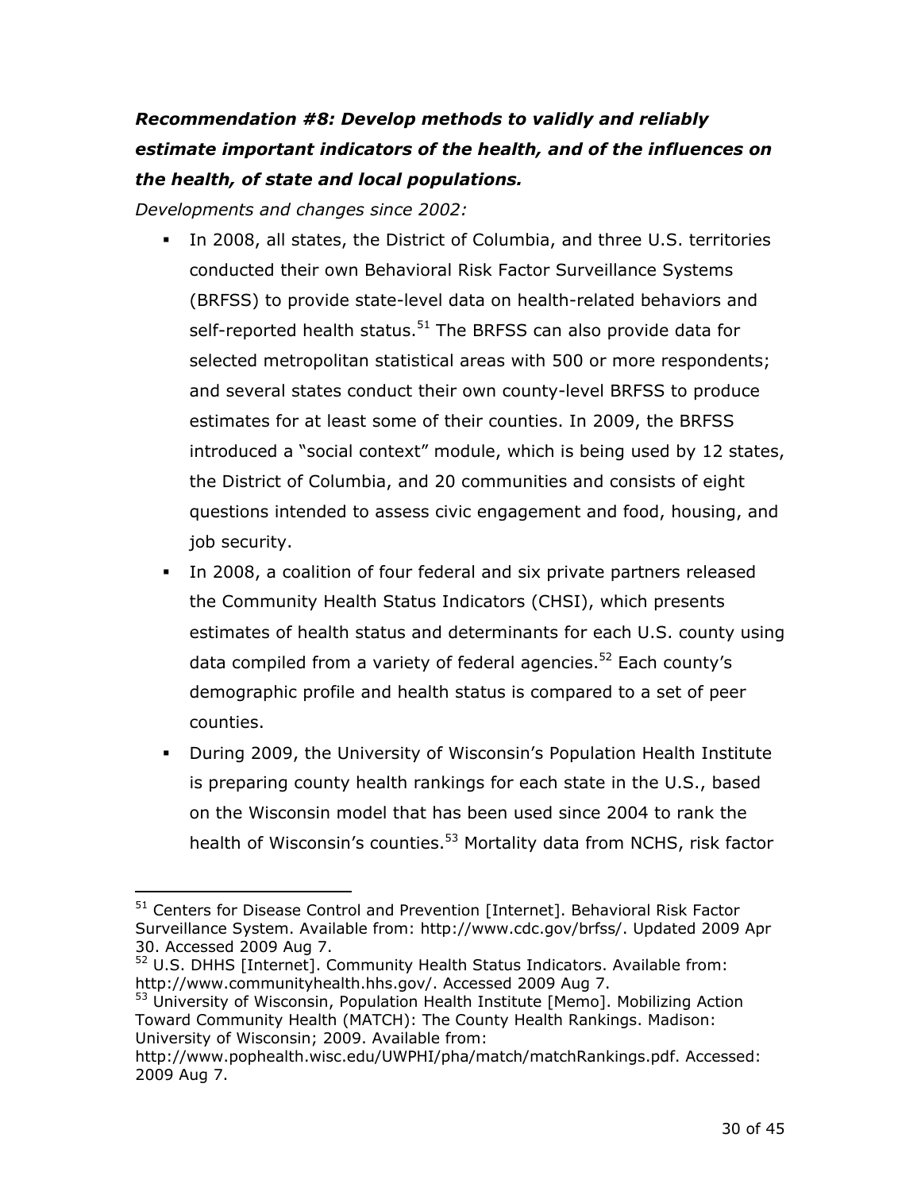***Recommendation #8: Develop methods to validly and reliably estimate important indicators of the health, and of the influences on the health, of state and local populations.***

*Developments and changes since 2002:*

- In 2008, all states, the District of Columbia, and three U.S. territories conducted their own Behavioral Risk Factor Surveillance Systems (BRFSS) to provide state-level data on health-related behaviors and self-reported health status.[51] The BRFSS can also provide data for selected metropolitan statistical areas with 500 or more respondents; and several states conduct their own county-level BRFSS to produce estimates for at least some of their counties. In 2009, the BRFSS introduced a "social context" module, which is being used by 12 states, the District of Columbia, and 20 communities and consists of eight questions intended to assess civic engagement and food, housing, and job security.
- In 2008, a coalition of four federal and six private partners released the Community Health Status Indicators (CHSI), which presents estimates of health status and determinants for each U.S. county using data compiled from a variety of federal agencies.[52] Each county's demographic profile and health status is compared to a set of peer counties.
- During 2009, the University of Wisconsin's Population Health Institute is preparing county health rankings for each state in the U.S., based on the Wisconsin model that has been used since 2004 to rank the health of Wisconsin's counties.[53] Mortality data from NCHS, risk factor

---

[51] Centers for Disease Control and Prevention [Internet]. Behavioral Risk Factor Surveillance System. Available from: http://www.cdc.gov/brfss/. Updated 2009 Apr 30. Accessed 2009 Aug 7.

[52] U.S. DHHS [Internet]. Community Health Status Indicators. Available from: http://www.communityhealth.hhs.gov/. Accessed 2009 Aug 7.

[53] University of Wisconsin, Population Health Institute [Memo]. Mobilizing Action Toward Community Health (MATCH): The County Health Rankings. Madison: University of Wisconsin; 2009. Available from: http://www.pophealth.wisc.edu/UWPHI/pha/match/matchRankings.pdf. Accessed: 2009 Aug 7.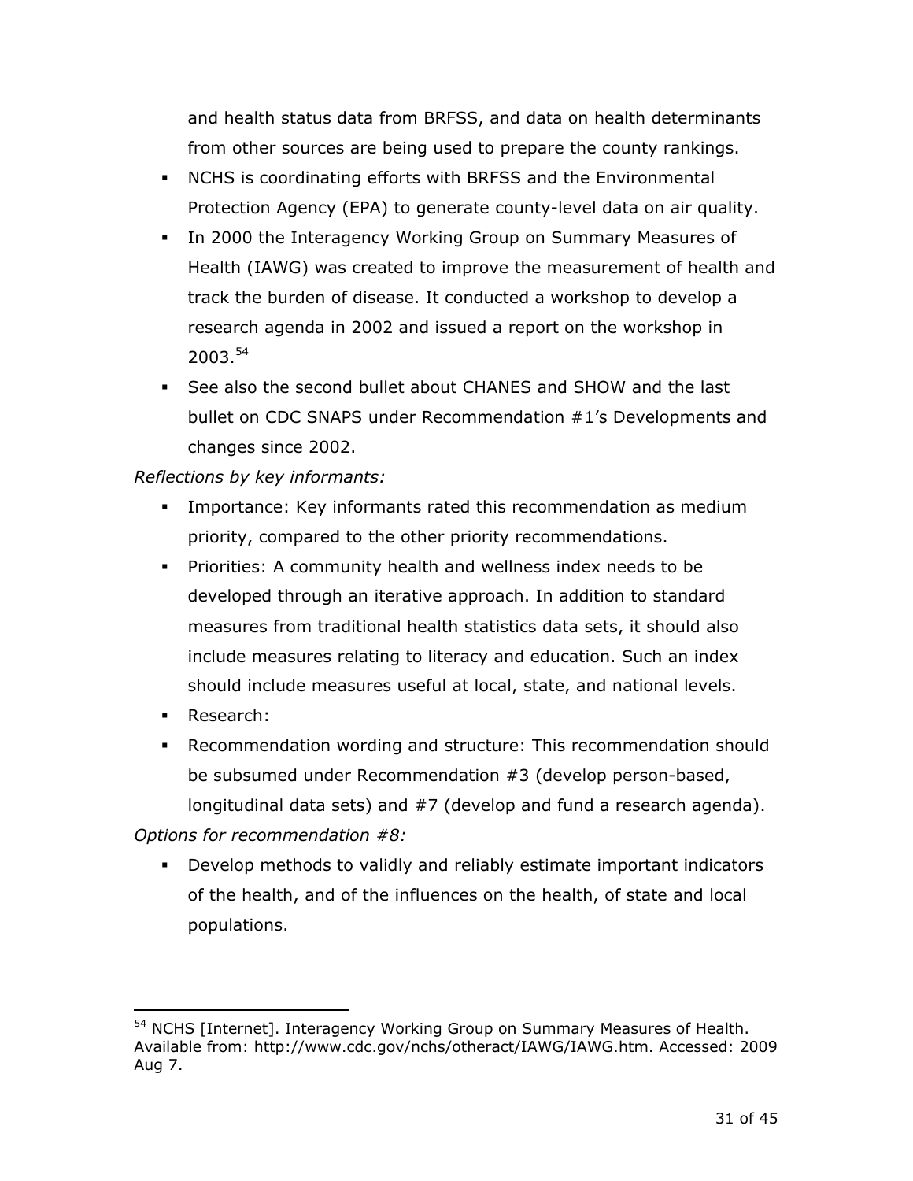and health status data from BRFSS, and data on health determinants from other sources are being used to prepare the county rankings.

- NCHS is coordinating efforts with BRFSS and the Environmental Protection Agency (EPA) to generate county-level data on air quality.
- In 2000 the Interagency Working Group on Summary Measures of Health (IAWG) was created to improve the measurement of health and track the burden of disease. It conducted a workshop to develop a research agenda in 2002 and issued a report on the workshop in 2003.[54]
- See also the second bullet about CHANES and SHOW and the last bullet on CDC SNAPS under Recommendation #1's Developments and changes since 2002.

*Reflections by key informants:*

- Importance: Key informants rated this recommendation as medium priority, compared to the other priority recommendations.
- Priorities: A community health and wellness index needs to be developed through an iterative approach. In addition to standard measures from traditional health statistics data sets, it should also include measures relating to literacy and education. Such an index should include measures useful at local, state, and national levels.
- Research:
- Recommendation wording and structure: This recommendation should be subsumed under Recommendation #3 (develop person-based, longitudinal data sets) and #7 (develop and fund a research agenda).

*Options for recommendation #8:*

- Develop methods to validly and reliably estimate important indicators of the health, and of the influences on the health, of state and local populations.

---

[54] NCHS [Internet]. Interagency Working Group on Summary Measures of Health. Available from: http://www.cdc.gov/nchs/otheract/IAWG/IAWG.htm. Accessed: 2009 Aug 7.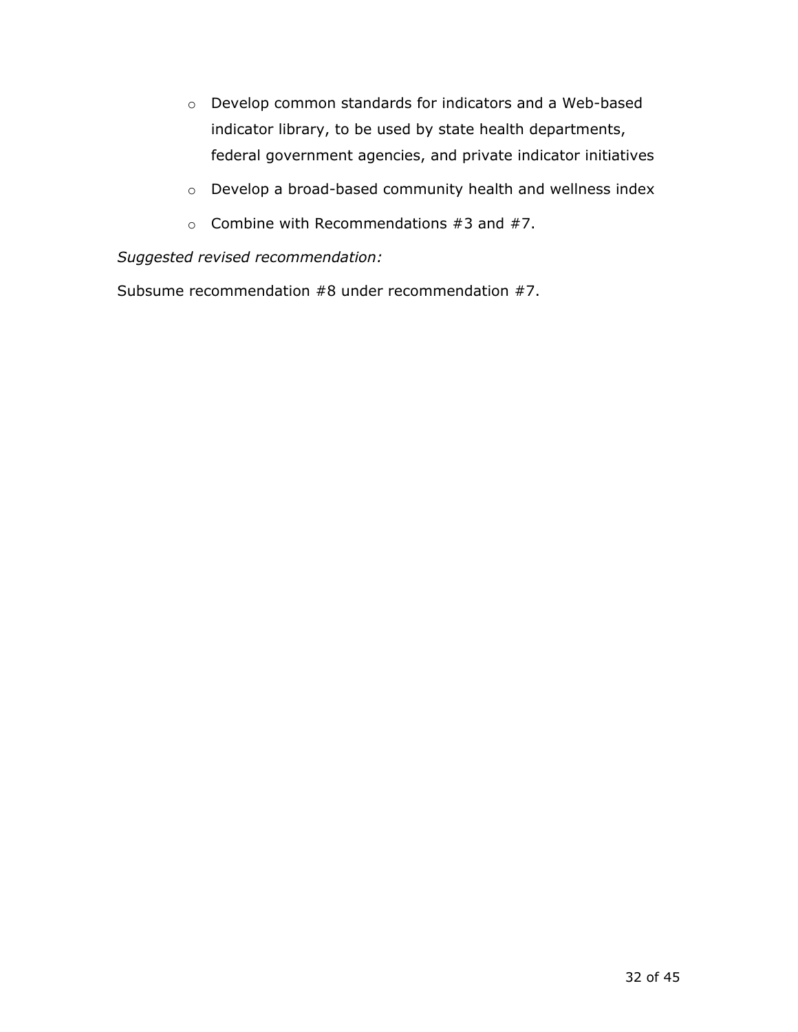- Develop common standards for indicators and a Web-based indicator library, to be used by state health departments, federal government agencies, and private indicator initiatives
- Develop a broad-based community health and wellness index
- Combine with Recommendations #3 and #7.

*Suggested revised recommendation:*

Subsume recommendation #8 under recommendation #7.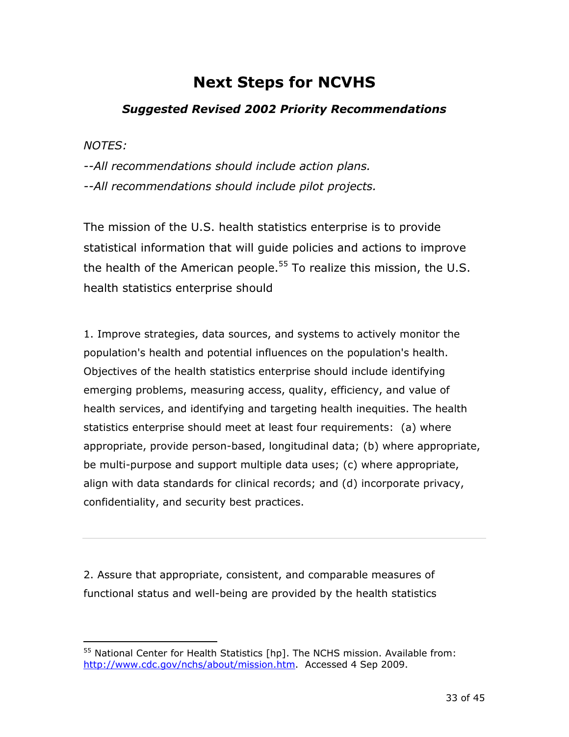# Next Steps for NCVHS

### *Suggested Revised 2002 Priority Recommendations*

*NOTES:*

*--All recommendations should include action plans.*

*--All recommendations should include pilot projects.*

The mission of the U.S. health statistics enterprise is to provide statistical information that will guide policies and actions to improve the health of the American people.[55] To realize this mission, the U.S. health statistics enterprise should

1. Improve strategies, data sources, and systems to actively monitor the population's health and potential influences on the population's health. Objectives of the health statistics enterprise should include identifying emerging problems, measuring access, quality, efficiency, and value of health services, and identifying and targeting health inequities. The health statistics enterprise should meet at least four requirements: (a) where appropriate, provide person-based, longitudinal data; (b) where appropriate, be multi-purpose and support multiple data uses; (c) where appropriate, align with data standards for clinical records; and (d) incorporate privacy, confidentiality, and security best practices.

---

2. Assure that appropriate, consistent, and comparable measures of functional status and well-being are provided by the health statistics

---

[55] National Center for Health Statistics [hp]. The NCHS mission. Available from: http://www.cdc.gov/nchs/about/mission.htm. Accessed 4 Sep 2009.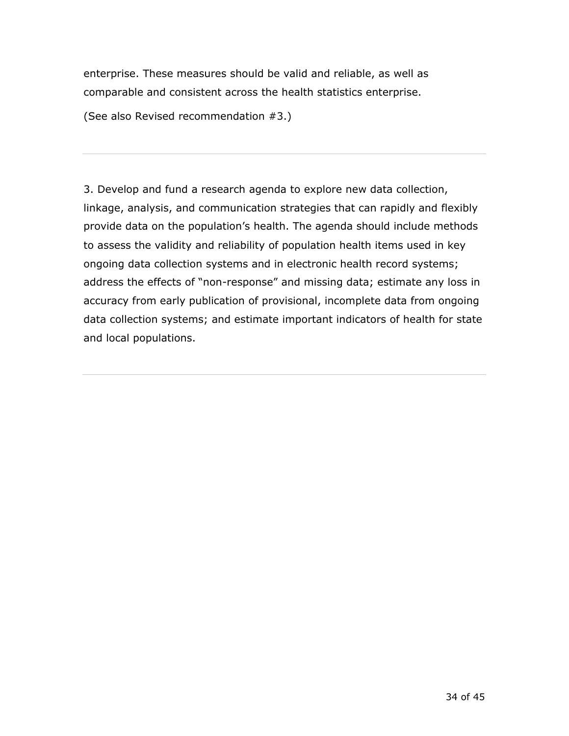enterprise. These measures should be valid and reliable, as well as comparable and consistent across the health statistics enterprise.

(See also Revised recommendation #3.)

---

3. Develop and fund a research agenda to explore new data collection, linkage, analysis, and communication strategies that can rapidly and flexibly provide data on the population's health. The agenda should include methods to assess the validity and reliability of population health items used in key ongoing data collection systems and in electronic health record systems; address the effects of "non-response" and missing data; estimate any loss in accuracy from early publication of provisional, incomplete data from ongoing data collection systems; and estimate important indicators of health for state and local populations.

---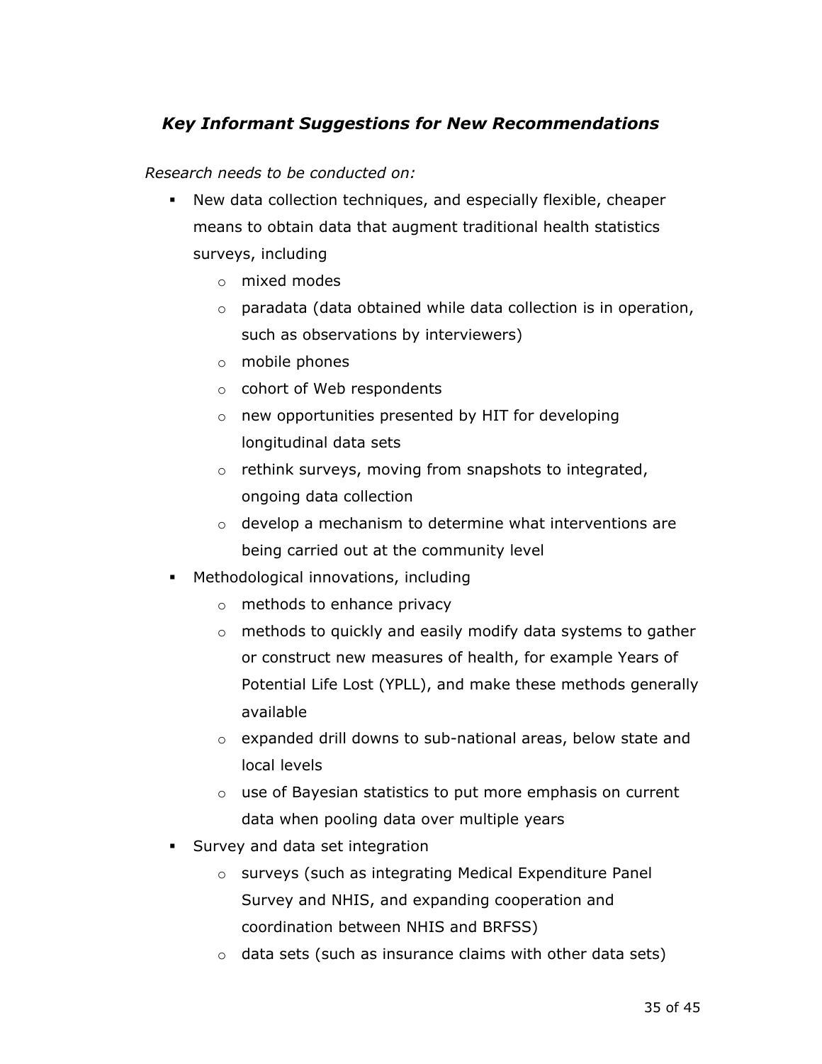### *Key Informant Suggestions for New Recommendations*

*Research needs to be conducted on:*

- New data collection techniques, and especially flexible, cheaper means to obtain data that augment traditional health statistics surveys, including
  - mixed modes
  - paradata (data obtained while data collection is in operation, such as observations by interviewers)
  - mobile phones
  - cohort of Web respondents
  - new opportunities presented by HIT for developing longitudinal data sets
  - rethink surveys, moving from snapshots to integrated, ongoing data collection
  - develop a mechanism to determine what interventions are being carried out at the community level
- Methodological innovations, including
  - methods to enhance privacy
  - methods to quickly and easily modify data systems to gather or construct new measures of health, for example Years of Potential Life Lost (YPLL), and make these methods generally available
  - expanded drill downs to sub-national areas, below state and local levels
  - use of Bayesian statistics to put more emphasis on current data when pooling data over multiple years
- Survey and data set integration
  - surveys (such as integrating Medical Expenditure Panel Survey and NHIS, and expanding cooperation and coordination between NHIS and BRFSS)
  - data sets (such as insurance claims with other data sets)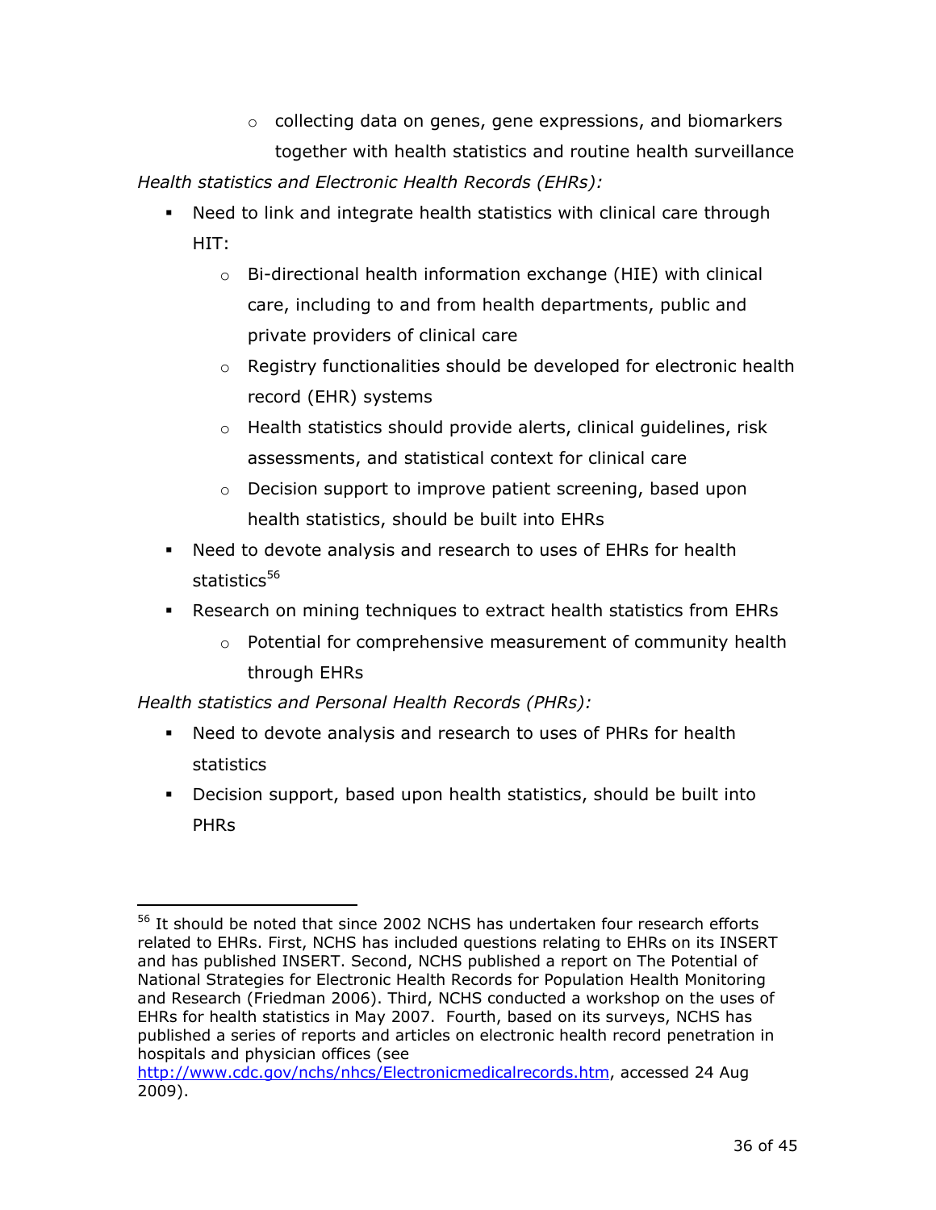- collecting data on genes, gene expressions, and biomarkers together with health statistics and routine health surveillance

*Health statistics and Electronic Health Records (EHRs):*

- Need to link and integrate health statistics with clinical care through HIT:
    - Bi-directional health information exchange (HIE) with clinical care, including to and from health departments, public and private providers of clinical care
    - Registry functionalities should be developed for electronic health record (EHR) systems
    - Health statistics should provide alerts, clinical guidelines, risk assessments, and statistical context for clinical care
    - Decision support to improve patient screening, based upon health statistics, should be built into EHRs
- Need to devote analysis and research to uses of EHRs for health statistics[56]
- Research on mining techniques to extract health statistics from EHRs
    - Potential for comprehensive measurement of community health through EHRs

*Health statistics and Personal Health Records (PHRs):*

- Need to devote analysis and research to uses of PHRs for health statistics
- Decision support, based upon health statistics, should be built into PHRs

---

[56] It should be noted that since 2002 NCHS has undertaken four research efforts related to EHRs. First, NCHS has included questions relating to EHRs on its INSERT and has published INSERT. Second, NCHS published a report on The Potential of National Strategies for Electronic Health Records for Population Health Monitoring and Research (Friedman 2006). Third, NCHS conducted a workshop on the uses of EHRs for health statistics in May 2007. Fourth, based on its surveys, NCHS has published a series of reports and articles on electronic health record penetration in hospitals and physician offices (see http://www.cdc.gov/nchs/nhcs/Electronicmedicalrecords.htm, accessed 24 Aug 2009).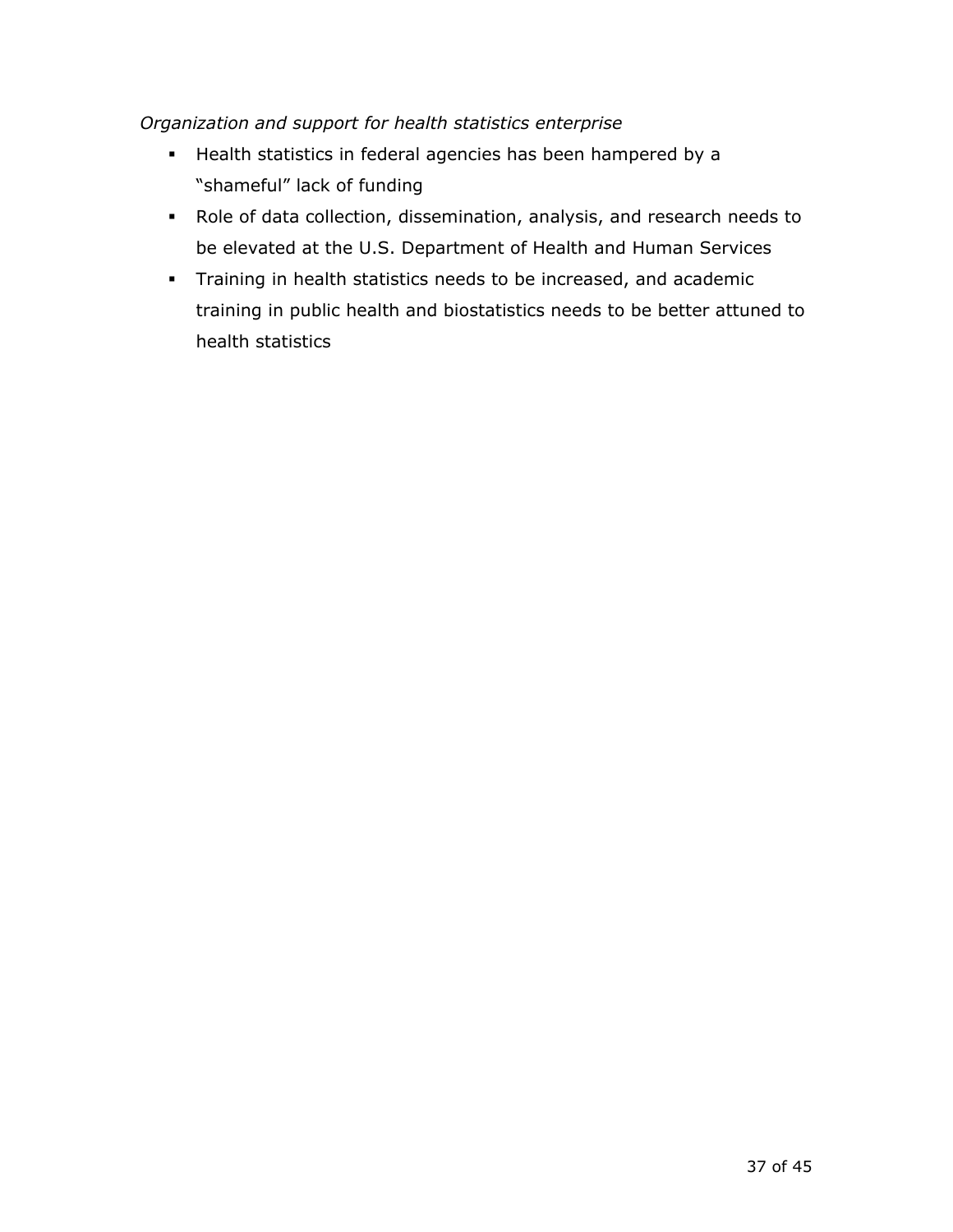*Organization and support for health statistics enterprise*

- Health statistics in federal agencies has been hampered by a "shameful" lack of funding
- Role of data collection, dissemination, analysis, and research needs to be elevated at the U.S. Department of Health and Human Services
- Training in health statistics needs to be increased, and academic training in public health and biostatistics needs to be better attuned to health statistics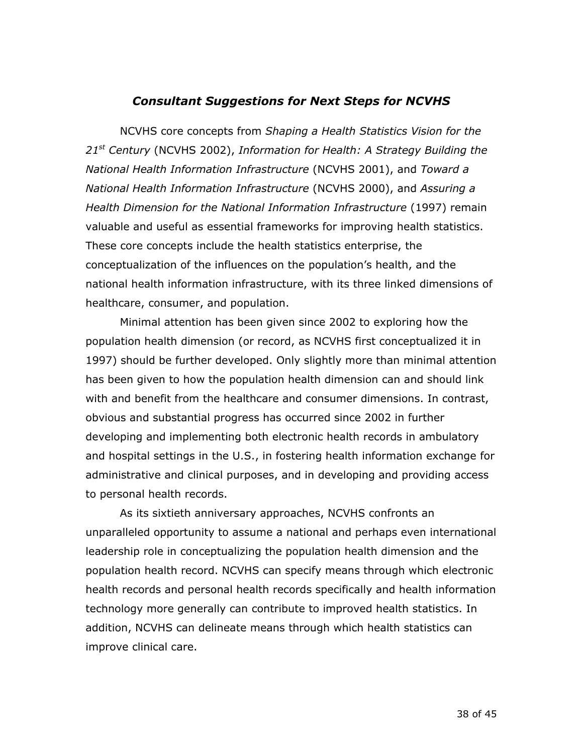## *Consultant Suggestions for Next Steps for NCVHS*

NCVHS core concepts from *Shaping a Health Statistics Vision for the 21st Century* (NCVHS 2002), *Information for Health: A Strategy Building the National Health Information Infrastructure* (NCVHS 2001), and *Toward a National Health Information Infrastructure* (NCVHS 2000), and *Assuring a Health Dimension for the National Information Infrastructure* (1997) remain valuable and useful as essential frameworks for improving health statistics. These core concepts include the health statistics enterprise, the conceptualization of the influences on the population's health, and the national health information infrastructure, with its three linked dimensions of healthcare, consumer, and population.

Minimal attention has been given since 2002 to exploring how the population health dimension (or record, as NCVHS first conceptualized it in 1997) should be further developed. Only slightly more than minimal attention has been given to how the population health dimension can and should link with and benefit from the healthcare and consumer dimensions. In contrast, obvious and substantial progress has occurred since 2002 in further developing and implementing both electronic health records in ambulatory and hospital settings in the U.S., in fostering health information exchange for administrative and clinical purposes, and in developing and providing access to personal health records.

As its sixtieth anniversary approaches, NCVHS confronts an unparalleled opportunity to assume a national and perhaps even international leadership role in conceptualizing the population health dimension and the population health record. NCVHS can specify means through which electronic health records and personal health records specifically and health information technology more generally can contribute to improved health statistics. In addition, NCVHS can delineate means through which health statistics can improve clinical care.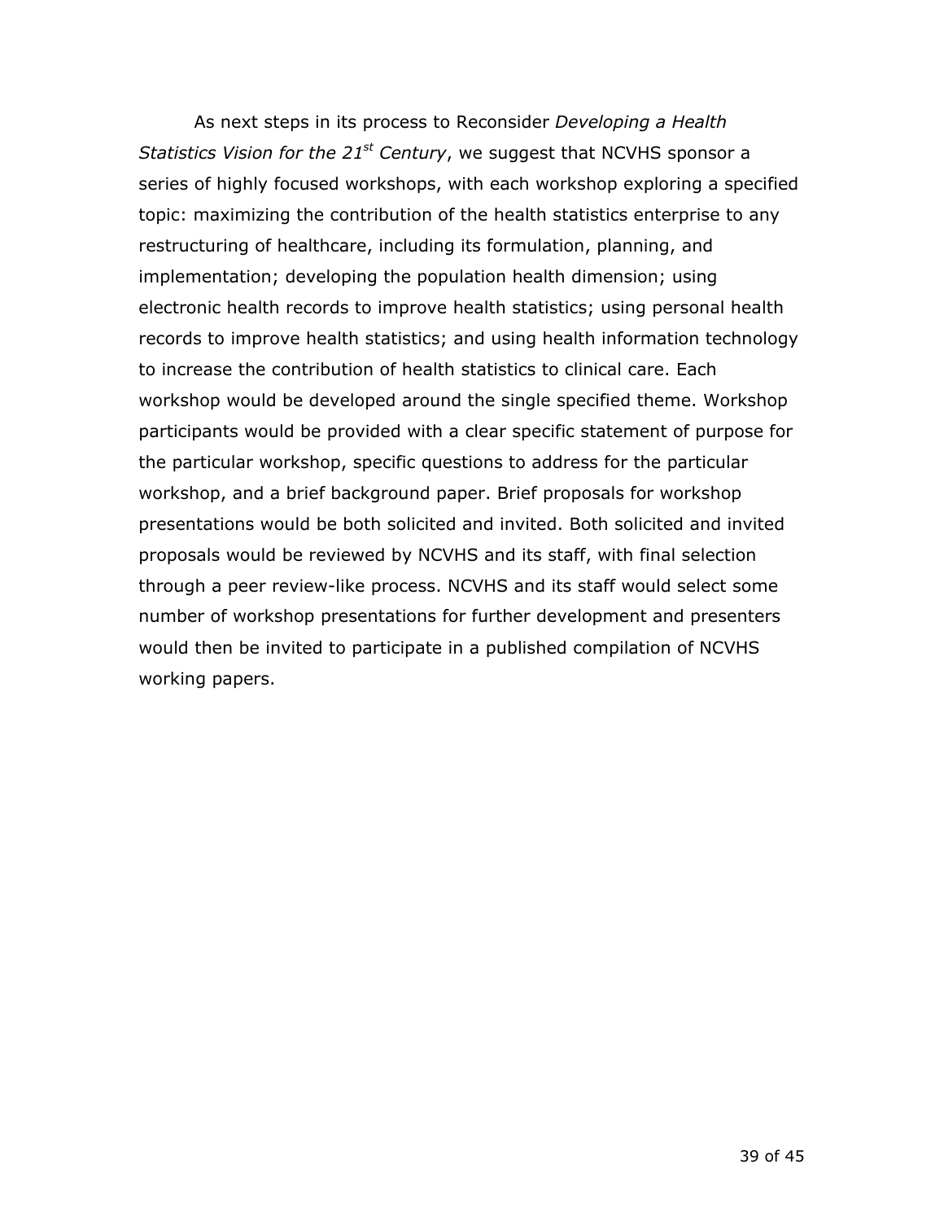As next steps in its process to Reconsider *Developing a Health Statistics Vision for the 21st Century*, we suggest that NCVHS sponsor a series of highly focused workshops, with each workshop exploring a specified topic: maximizing the contribution of the health statistics enterprise to any restructuring of healthcare, including its formulation, planning, and implementation; developing the population health dimension; using electronic health records to improve health statistics; using personal health records to improve health statistics; and using health information technology to increase the contribution of health statistics to clinical care. Each workshop would be developed around the single specified theme. Workshop participants would be provided with a clear specific statement of purpose for the particular workshop, specific questions to address for the particular workshop, and a brief background paper. Brief proposals for workshop presentations would be both solicited and invited. Both solicited and invited proposals would be reviewed by NCVHS and its staff, with final selection through a peer review-like process. NCVHS and its staff would select some number of workshop presentations for further development and presenters would then be invited to participate in a published compilation of NCVHS working papers.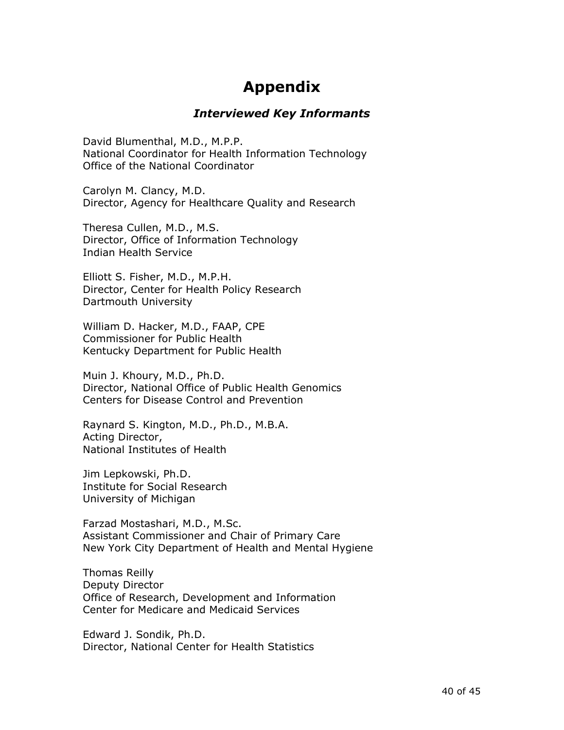# Appendix

### *Interviewed Key Informants*

David Blumenthal, M.D., M.P.P.
National Coordinator for Health Information Technology
Office of the National Coordinator

Carolyn M. Clancy, M.D.
Director, Agency for Healthcare Quality and Research

Theresa Cullen, M.D., M.S.
Director, Office of Information Technology
Indian Health Service

Elliott S. Fisher, M.D., M.P.H.
Director, Center for Health Policy Research
Dartmouth University

William D. Hacker, M.D., FAAP, CPE
Commissioner for Public Health
Kentucky Department for Public Health

Muin J. Khoury, M.D., Ph.D.
Director, National Office of Public Health Genomics
Centers for Disease Control and Prevention

Raynard S. Kington, M.D., Ph.D., M.B.A.
Acting Director,
National Institutes of Health

Jim Lepkowski, Ph.D.
Institute for Social Research
University of Michigan

Farzad Mostashari, M.D., M.Sc.
Assistant Commissioner and Chair of Primary Care
New York City Department of Health and Mental Hygiene

Thomas Reilly
Deputy Director
Office of Research, Development and Information
Center for Medicare and Medicaid Services

Edward J. Sondik, Ph.D.
Director, National Center for Health Statistics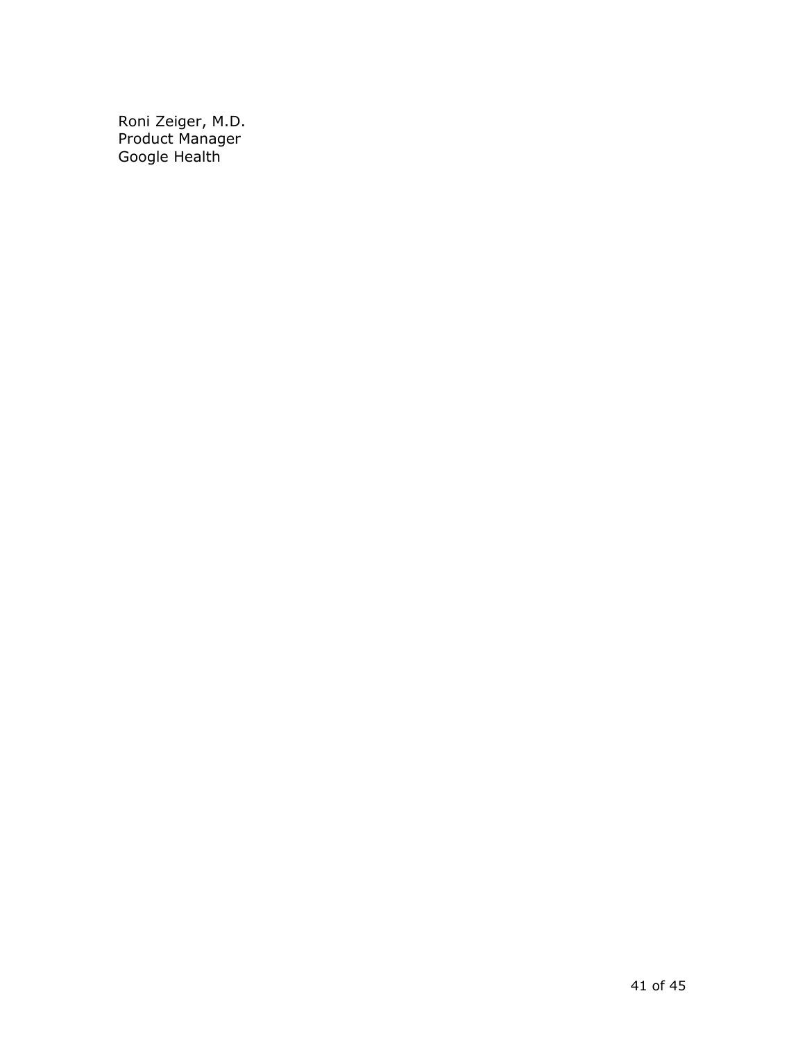Roni Zeiger, M.D.
Product Manager
Google Health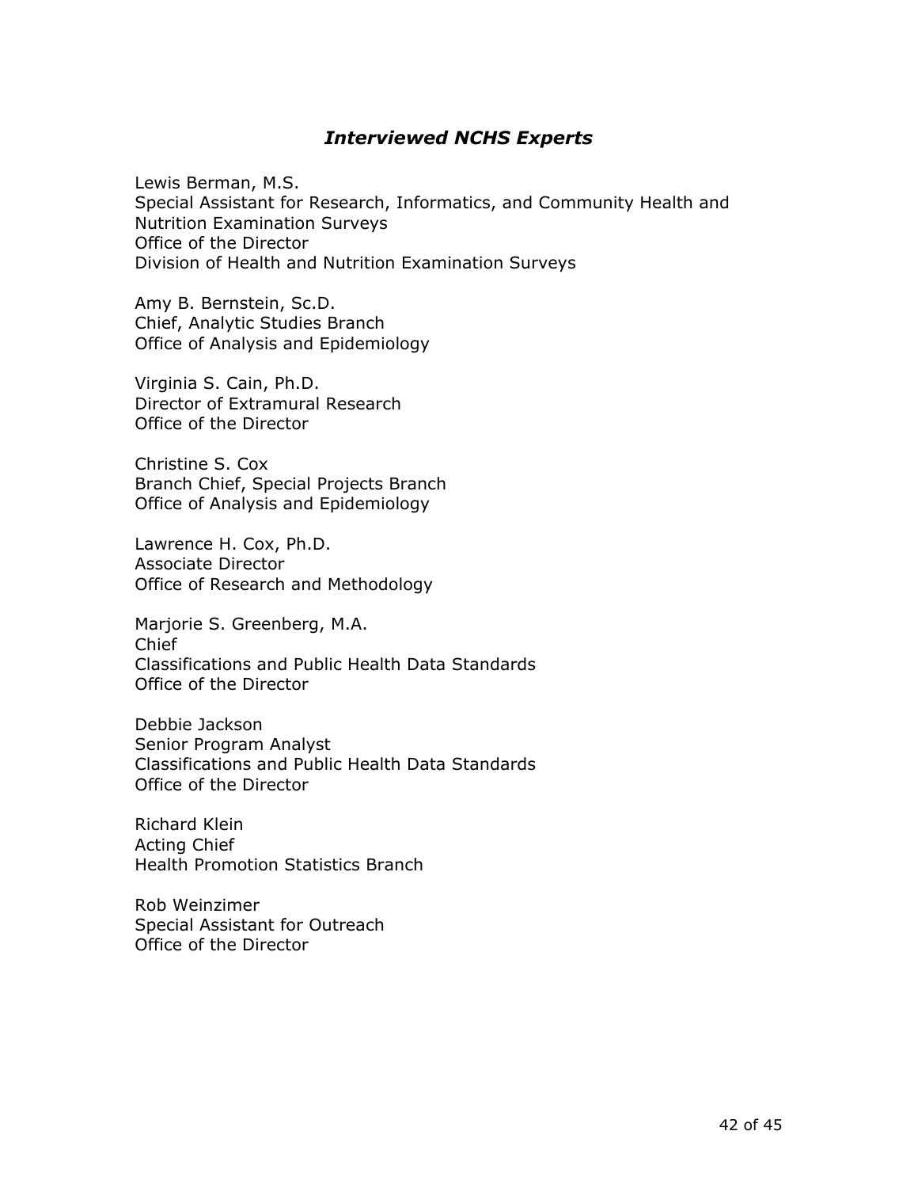## *Interviewed NCHS Experts*

Lewis Berman, M.S.
Special Assistant for Research, Informatics, and Community Health and Nutrition Examination Surveys
Office of the Director
Division of Health and Nutrition Examination Surveys

Amy B. Bernstein, Sc.D.
Chief, Analytic Studies Branch
Office of Analysis and Epidemiology

Virginia S. Cain, Ph.D.
Director of Extramural Research
Office of the Director

Christine S. Cox
Branch Chief, Special Projects Branch
Office of Analysis and Epidemiology

Lawrence H. Cox, Ph.D.
Associate Director
Office of Research and Methodology

Marjorie S. Greenberg, M.A.
Chief
Classifications and Public Health Data Standards
Office of the Director

Debbie Jackson
Senior Program Analyst
Classifications and Public Health Data Standards
Office of the Director

Richard Klein
Acting Chief
Health Promotion Statistics Branch

Rob Weinzimer
Special Assistant for Outreach
Office of the Director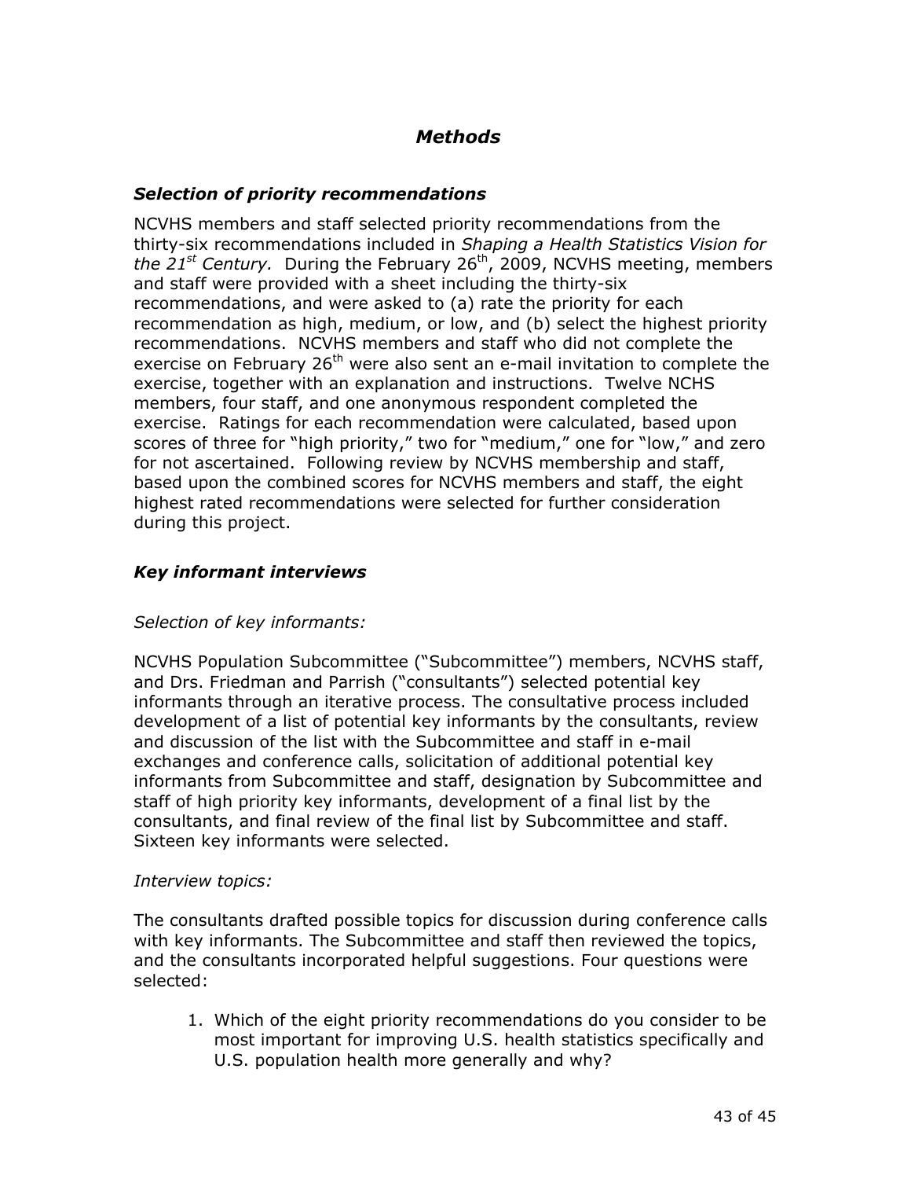## *Methods*

### *Selection of priority recommendations*

NCVHS members and staff selected priority recommendations from the thirty-six recommendations included in *Shaping a Health Statistics Vision for the 21st Century.* During the February 26th, 2009, NCVHS meeting, members and staff were provided with a sheet including the thirty-six recommendations, and were asked to (a) rate the priority for each recommendation as high, medium, or low, and (b) select the highest priority recommendations. NCVHS members and staff who did not complete the exercise on February 26th were also sent an e-mail invitation to complete the exercise, together with an explanation and instructions. Twelve NCHS members, four staff, and one anonymous respondent completed the exercise. Ratings for each recommendation were calculated, based upon scores of three for "high priority," two for "medium," one for "low," and zero for not ascertained. Following review by NCVHS membership and staff, based upon the combined scores for NCVHS members and staff, the eight highest rated recommendations were selected for further consideration during this project.

### *Key informant interviews*

*Selection of key informants:*

NCVHS Population Subcommittee ("Subcommittee") members, NCVHS staff, and Drs. Friedman and Parrish ("consultants") selected potential key informants through an iterative process. The consultative process included development of a list of potential key informants by the consultants, review and discussion of the list with the Subcommittee and staff in e-mail exchanges and conference calls, solicitation of additional potential key informants from Subcommittee and staff, designation by Subcommittee and staff of high priority key informants, development of a final list by the consultants, and final review of the final list by Subcommittee and staff. Sixteen key informants were selected.

*Interview topics:*

The consultants drafted possible topics for discussion during conference calls with key informants. The Subcommittee and staff then reviewed the topics, and the consultants incorporated helpful suggestions. Four questions were selected:

1. Which of the eight priority recommendations do you consider to be most important for improving U.S. health statistics specifically and U.S. population health more generally and why?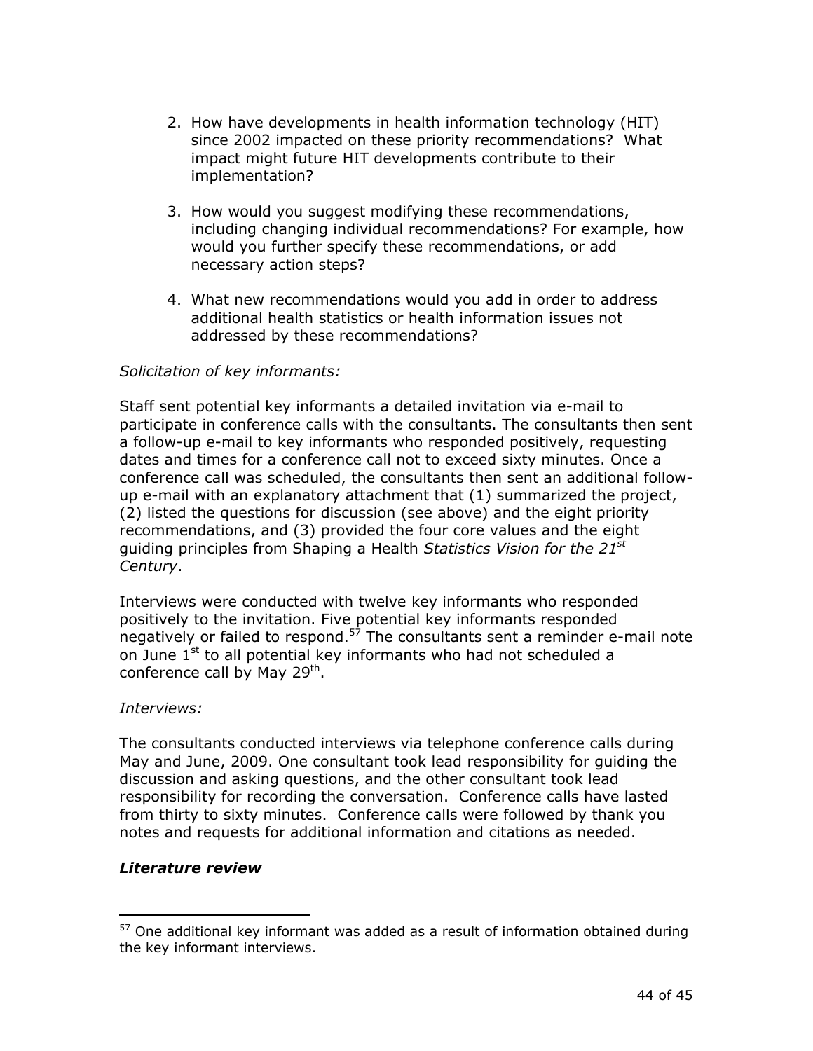2. How have developments in health information technology (HIT) since 2002 impacted on these priority recommendations? What impact might future HIT developments contribute to their implementation?

3. How would you suggest modifying these recommendations, including changing individual recommendations? For example, how would you further specify these recommendations, or add necessary action steps?

4. What new recommendations would you add in order to address additional health statistics or health information issues not addressed by these recommendations?

*Solicitation of key informants:*

Staff sent potential key informants a detailed invitation via e-mail to participate in conference calls with the consultants. The consultants then sent a follow-up e-mail to key informants who responded positively, requesting dates and times for a conference call not to exceed sixty minutes. Once a conference call was scheduled, the consultants then sent an additional follow-up e-mail with an explanatory attachment that (1) summarized the project, (2) listed the questions for discussion (see above) and the eight priority recommendations, and (3) provided the four core values and the eight guiding principles from Shaping a Health *Statistics Vision for the 21st Century*.

Interviews were conducted with twelve key informants who responded positively to the invitation. Five potential key informants responded negatively or failed to respond.[57] The consultants sent a reminder e-mail note on June 1st to all potential key informants who had not scheduled a conference call by May 29th.

*Interviews:*

The consultants conducted interviews via telephone conference calls during May and June, 2009. One consultant took lead responsibility for guiding the discussion and asking questions, and the other consultant took lead responsibility for recording the conversation. Conference calls have lasted from thirty to sixty minutes. Conference calls were followed by thank you notes and requests for additional information and citations as needed.

***Literature review***

---

[57] One additional key informant was added as a result of information obtained during the key informant interviews.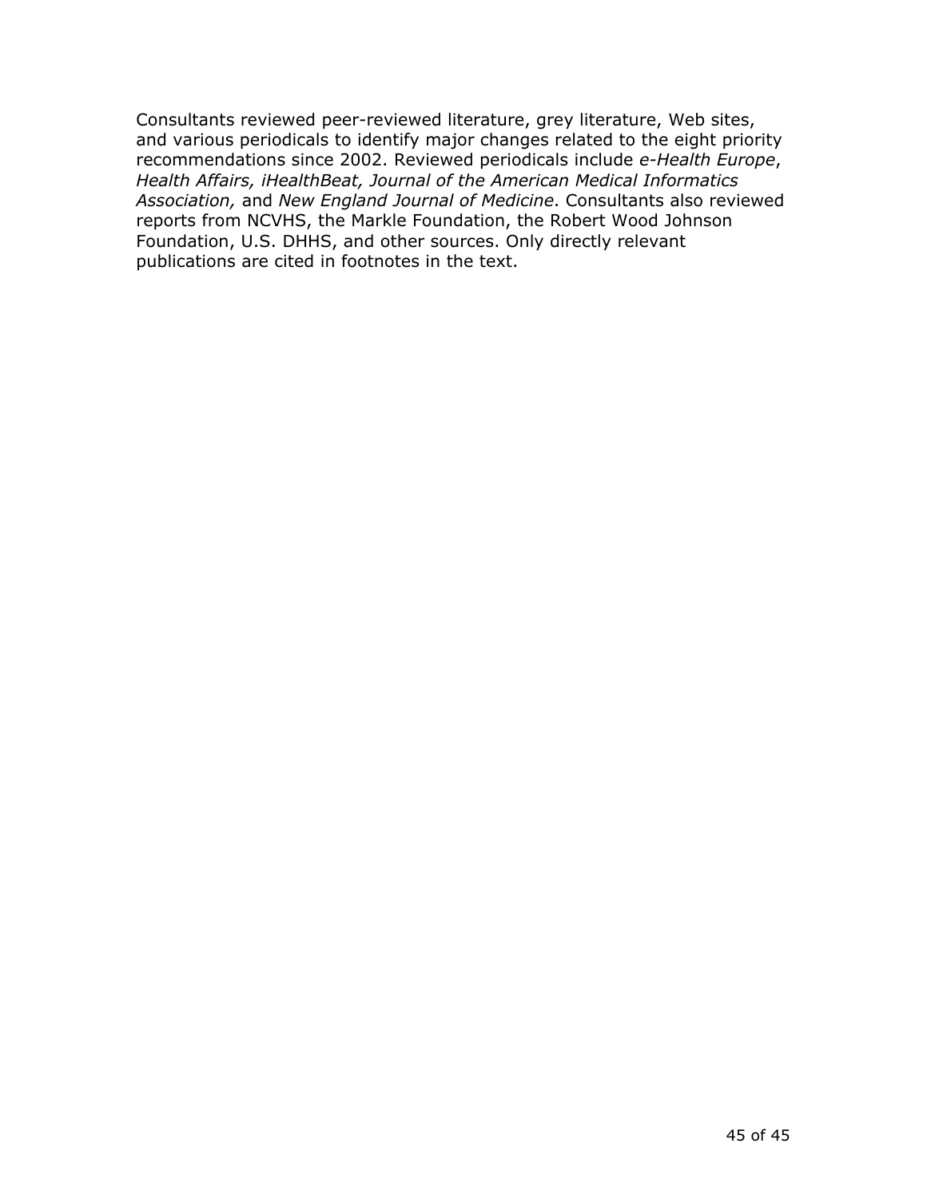Consultants reviewed peer-reviewed literature, grey literature, Web sites, and various periodicals to identify major changes related to the eight priority recommendations since 2002. Reviewed periodicals include *e-Health Europe*, *Health Affairs, iHealthBeat, Journal of the American Medical Informatics Association,* and *New England Journal of Medicine*. Consultants also reviewed reports from NCVHS, the Markle Foundation, the Robert Wood Johnson Foundation, U.S. DHHS, and other sources. Only directly relevant publications are cited in footnotes in the text.